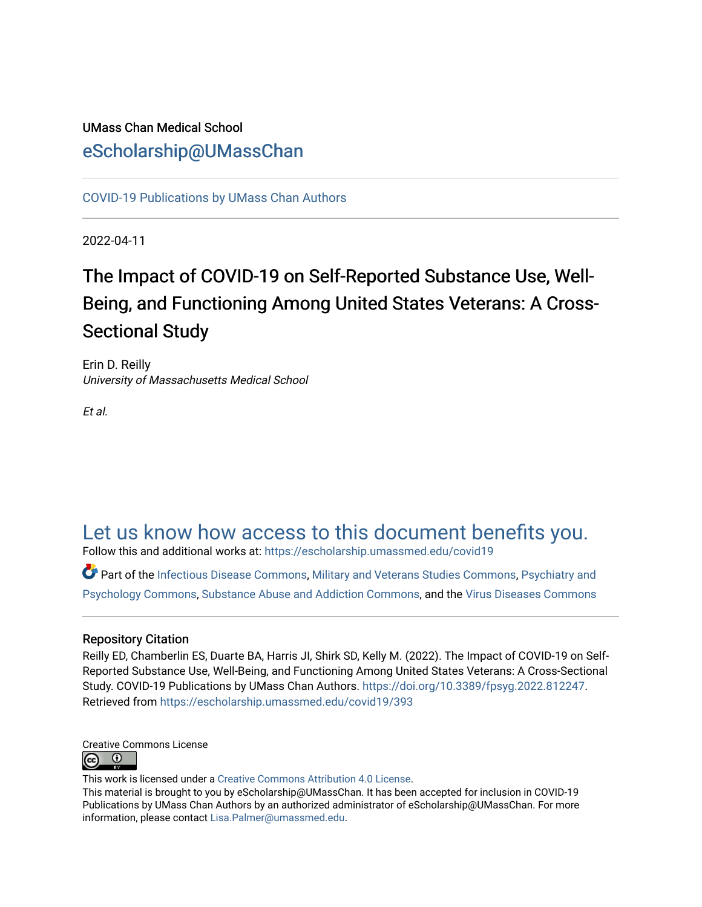UMass Chan Medical School

eScholarship@UMassChan

COVID-19 Publications by UMass Chan Authors

2022-04-11

# The Impact of COVID-19 on Self-Reported Substance Use, Well-Being, and Functioning Among United States Veterans: A Cross-Sectional Study

Erin D. Reilly
*University of Massachusetts Medical School*

*Et al.*

Let us know how access to this document benefits you.

Follow this and additional works at: https://escholarship.umassmed.edu/covid19

Part of the Infectious Disease Commons, Military and Veterans Studies Commons, Psychiatry and Psychology Commons, Substance Abuse and Addiction Commons, and the Virus Diseases Commons

## Repository Citation

Reilly ED, Chamberlin ES, Duarte BA, Harris JI, Shirk SD, Kelly M. (2022). The Impact of COVID-19 on Self-Reported Substance Use, Well-Being, and Functioning Among United States Veterans: A Cross-Sectional Study. COVID-19 Publications by UMass Chan Authors. https://doi.org/10.3389/fpsyg.2022.812247. Retrieved from https://escholarship.umassmed.edu/covid19/393

Creative Commons License

This work is licensed under a Creative Commons Attribution 4.0 License.

This material is brought to you by eScholarship@UMassChan. It has been accepted for inclusion in COVID-19 Publications by UMass Chan Authors by an authorized administrator of eScholarship@UMassChan. For more information, please contact Lisa.Palmer@umassmed.edu.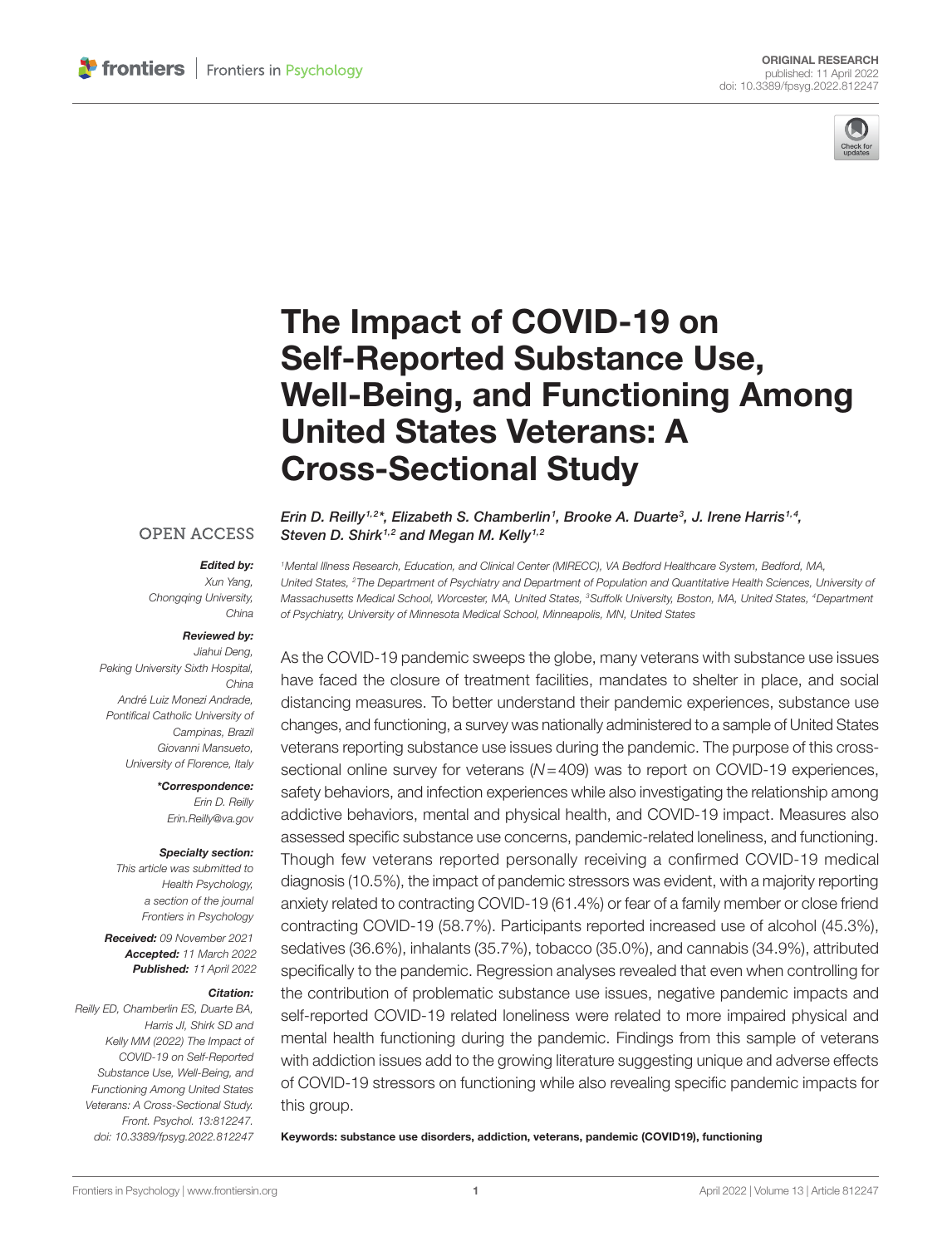ORIGINAL RESEARCH

published: 11 April 2022

doi: 10.3389/fpsyg.2022.812247

# The Impact of COVID-19 on Self-Reported Substance Use, Well-Being, and Functioning Among United States Veterans: A Cross-Sectional Study

*Erin D. Reilly[1,2]\*, Elizabeth S. Chamberlin[1], Brooke A. Duarte[3], J. Irene Harris[1,4], Steven D. Shirk[1,2] and Megan M. Kelly[1,2]*

[1]Mental Illness Research, Education, and Clinical Center (MIRECC), VA Bedford Healthcare System, Bedford, MA, United States, [2]The Department of Psychiatry and Department of Population and Quantitative Health Sciences, University of Massachusetts Medical School, Worcester, MA, United States, [3]Suffolk University, Boston, MA, United States, [4]Department of Psychiatry, University of Minnesota Medical School, Minneapolis, MN, United States

OPEN ACCESS

***Edited by:***
Xun Yang,
Chongqing University,
China

***Reviewed by:***
Jiahui Deng,
Peking University Sixth Hospital,
China
André Luiz Monezi Andrade,
Pontifical Catholic University of
Campinas, Brazil
Giovanni Mansueto,
University of Florence, Italy

***\*Correspondence:***
Erin D. Reilly
Erin.Reilly@va.gov

***Specialty section:***
This article was submitted to
Health Psychology,
a section of the journal
Frontiers in Psychology

***Received:*** 09 November 2021
***Accepted:*** 11 March 2022
***Published:*** 11 April 2022

***Citation:***
Reilly ED, Chamberlin ES, Duarte BA, Harris JI, Shirk SD and Kelly MM (2022) The Impact of COVID-19 on Self-Reported Substance Use, Well-Being, and Functioning Among United States Veterans: A Cross-Sectional Study. Front. Psychol. 13:812247. doi: 10.3389/fpsyg.2022.812247

As the COVID-19 pandemic sweeps the globe, many veterans with substance use issues have faced the closure of treatment facilities, mandates to shelter in place, and social distancing measures. To better understand their pandemic experiences, substance use changes, and functioning, a survey was nationally administered to a sample of United States veterans reporting substance use issues during the pandemic. The purpose of this cross-sectional online survey for veterans ($N = 409$) was to report on COVID-19 experiences, safety behaviors, and infection experiences while also investigating the relationship among addictive behaviors, mental and physical health, and COVID-19 impact. Measures also assessed specific substance use concerns, pandemic-related loneliness, and functioning. Though few veterans reported personally receiving a confirmed COVID-19 medical diagnosis (10.5%), the impact of pandemic stressors was evident, with a majority reporting anxiety related to contracting COVID-19 (61.4%) or fear of a family member or close friend contracting COVID-19 (58.7%). Participants reported increased use of alcohol (45.3%), sedatives (36.6%), inhalants (35.7%), tobacco (35.0%), and cannabis (34.9%), attributed specifically to the pandemic. Regression analyses revealed that even when controlling for the contribution of problematic substance use issues, negative pandemic impacts and self-reported COVID-19 related loneliness were related to more impaired physical and mental health functioning during the pandemic. Findings from this sample of veterans with addiction issues add to the growing literature suggesting unique and adverse effects of COVID-19 stressors on functioning while also revealing specific pandemic impacts for this group.

**Keywords: substance use disorders, addiction, veterans, pandemic (COVID19), functioning**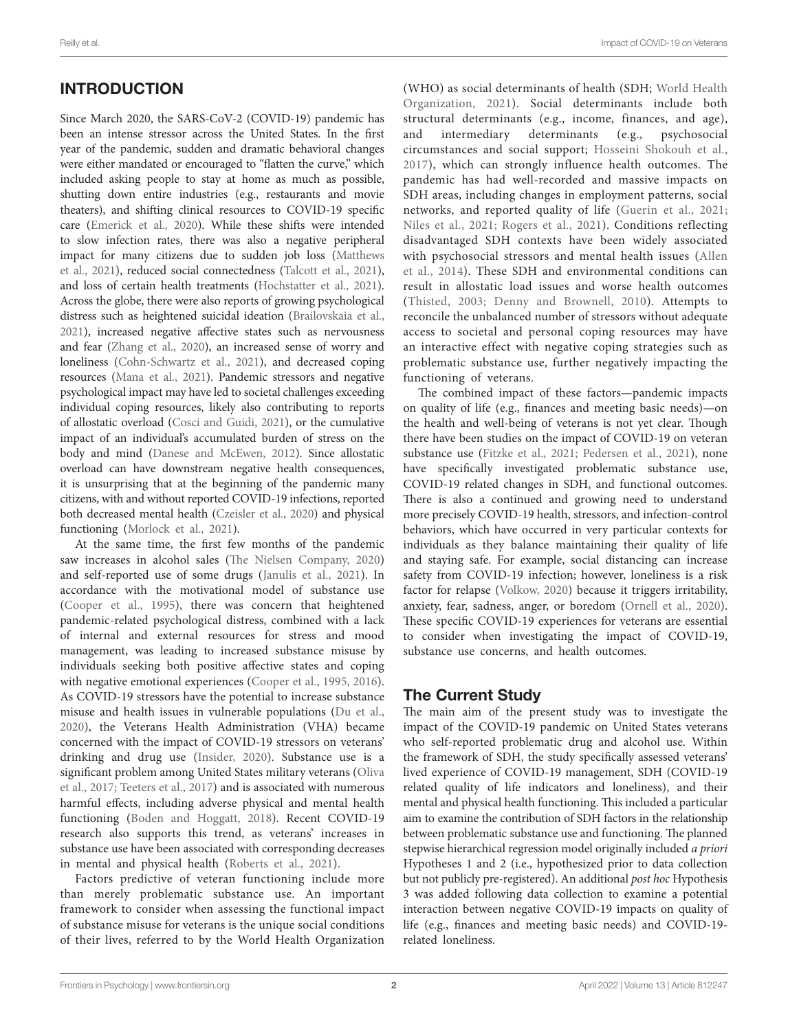## INTRODUCTION

Since March 2020, the SARS-CoV-2 (COVID-19) pandemic has been an intense stressor across the United States. In the first year of the pandemic, sudden and dramatic behavioral changes were either mandated or encouraged to "flatten the curve," which included asking people to stay at home as much as possible, shutting down entire industries (e.g., restaurants and movie theaters), and shifting clinical resources to COVID-19 specific care (Emerick et al., 2020). While these shifts were intended to slow infection rates, there was also a negative peripheral impact for many citizens due to sudden job loss (Matthews et al., 2021), reduced social connectedness (Talcott et al., 2021), and loss of certain health treatments (Hochstatter et al., 2021). Across the globe, there were also reports of growing psychological distress such as heightened suicidal ideation (Brailovskaia et al., 2021), increased negative affective states such as nervousness and fear (Zhang et al., 2020), an increased sense of worry and loneliness (Cohn-Schwartz et al., 2021), and decreased coping resources (Mana et al., 2021). Pandemic stressors and negative psychological impact may have led to societal challenges exceeding individual coping resources, likely also contributing to reports of allostatic overload (Cosci and Guidi, 2021), or the cumulative impact of an individual's accumulated burden of stress on the body and mind (Danese and McEwen, 2012). Since allostatic overload can have downstream negative health consequences, it is unsurprising that at the beginning of the pandemic many citizens, with and without reported COVID-19 infections, reported both decreased mental health (Czeisler et al., 2020) and physical functioning (Morlock et al., 2021).

At the same time, the first few months of the pandemic saw increases in alcohol sales (The Nielsen Company, 2020) and self-reported use of some drugs (Janulis et al., 2021). In accordance with the motivational model of substance use (Cooper et al., 1995), there was concern that heightened pandemic-related psychological distress, combined with a lack of internal and external resources for stress and mood management, was leading to increased substance misuse by individuals seeking both positive affective states and coping with negative emotional experiences (Cooper et al., 1995, 2016). As COVID-19 stressors have the potential to increase substance misuse and health issues in vulnerable populations (Du et al., 2020), the Veterans Health Administration (VHA) became concerned with the impact of COVID-19 stressors on veterans' drinking and drug use (Insider, 2020). Substance use is a significant problem among United States military veterans (Oliva et al., 2017; Teeters et al., 2017) and is associated with numerous harmful effects, including adverse physical and mental health functioning (Boden and Hoggatt, 2018). Recent COVID-19 research also supports this trend, as veterans' increases in substance use have been associated with corresponding decreases in mental and physical health (Roberts et al., 2021).

Factors predictive of veteran functioning include more than merely problematic substance use. An important framework to consider when assessing the functional impact of substance misuse for veterans is the unique social conditions of their lives, referred to by the World Health Organization (WHO) as social determinants of health (SDH; World Health Organization, 2021). Social determinants include both structural determinants (e.g., income, finances, and age), and intermediary determinants (e.g., psychosocial circumstances and social support; Hosseini Shokouh et al., 2017), which can strongly influence health outcomes. The pandemic has had well-recorded and massive impacts on SDH areas, including changes in employment patterns, social networks, and reported quality of life (Guerin et al., 2021; Niles et al., 2021; Rogers et al., 2021). Conditions reflecting disadvantaged SDH contexts have been widely associated with psychosocial stressors and mental health issues (Allen et al., 2014). These SDH and environmental conditions can result in allostatic load issues and worse health outcomes (Thisted, 2003; Denny and Brownell, 2010). Attempts to reconcile the unbalanced number of stressors without adequate access to societal and personal coping resources may have an interactive effect with negative coping strategies such as problematic substance use, further negatively impacting the functioning of veterans.

The combined impact of these factors—pandemic impacts on quality of life (e.g., finances and meeting basic needs)—on the health and well-being of veterans is not yet clear. Though there have been studies on the impact of COVID-19 on veteran substance use (Fitzke et al., 2021; Pedersen et al., 2021), none have specifically investigated problematic substance use, COVID-19 related changes in SDH, and functional outcomes. There is also a continued and growing need to understand more precisely COVID-19 health, stressors, and infection-control behaviors, which have occurred in very particular contexts for individuals as they balance maintaining their quality of life and staying safe. For example, social distancing can increase safety from COVID-19 infection; however, loneliness is a risk factor for relapse (Volkow, 2020) because it triggers irritability, anxiety, fear, sadness, anger, or boredom (Ornell et al., 2020). These specific COVID-19 experiences for veterans are essential to consider when investigating the impact of COVID-19, substance use concerns, and health outcomes.

### The Current Study

The main aim of the present study was to investigate the impact of the COVID-19 pandemic on United States veterans who self-reported problematic drug and alcohol use. Within the framework of SDH, the study specifically assessed veterans' lived experience of COVID-19 management, SDH (COVID-19 related quality of life indicators and loneliness), and their mental and physical health functioning. This included a particular aim to examine the contribution of SDH factors in the relationship between problematic substance use and functioning. The planned stepwise hierarchical regression model originally included *a priori* Hypotheses 1 and 2 (i.e., hypothesized prior to data collection but not publicly pre-registered). An additional *post hoc* Hypothesis 3 was added following data collection to examine a potential interaction between negative COVID-19 impacts on quality of life (e.g., finances and meeting basic needs) and COVID-19-related loneliness.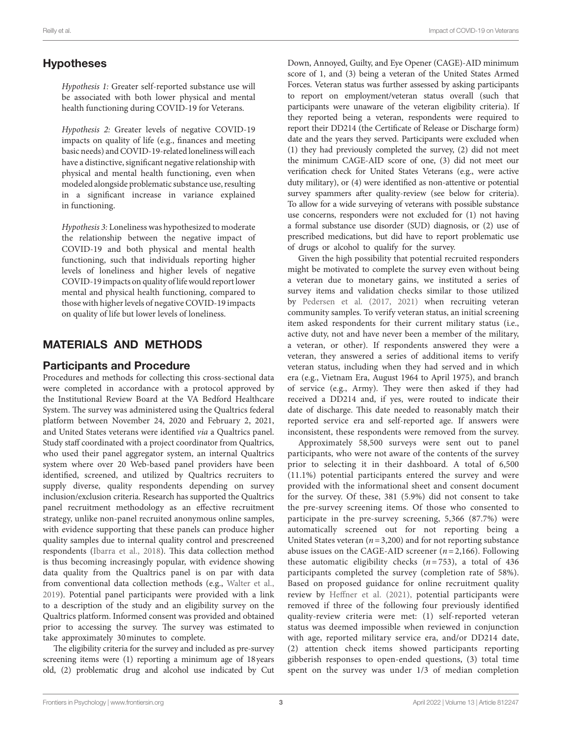### Hypotheses

*Hypothesis 1:* Greater self-reported substance use will be associated with both lower physical and mental health functioning during COVID-19 for Veterans.

*Hypothesis 2:* Greater levels of negative COVID-19 impacts on quality of life (e.g., finances and meeting basic needs) and COVID-19-related loneliness will each have a distinctive, significant negative relationship with physical and mental health functioning, even when modeled alongside problematic substance use, resulting in a significant increase in variance explained in functioning.

*Hypothesis 3:* Loneliness was hypothesized to moderate the relationship between the negative impact of COVID-19 and both physical and mental health functioning, such that individuals reporting higher levels of loneliness and higher levels of negative COVID-19 impacts on quality of life would report lower mental and physical health functioning, compared to those with higher levels of negative COVID-19 impacts on quality of life but lower levels of loneliness.

## MATERIALS AND METHODS

### Participants and Procedure

Procedures and methods for collecting this cross-sectional data were completed in accordance with a protocol approved by the Institutional Review Board at the VA Bedford Healthcare System. The survey was administered using the Qualtrics federal platform between November 24, 2020 and February 2, 2021, and United States veterans were identified *via* a Qualtrics panel. Study staff coordinated with a project coordinator from Qualtrics, who used their panel aggregator system, an internal Qualtrics system where over 20 Web-based panel providers have been identified, screened, and utilized by Qualtrics recruiters to supply diverse, quality respondents depending on survey inclusion/exclusion criteria. Research has supported the Qualtrics panel recruitment methodology as an effective recruitment strategy, unlike non-panel recruited anonymous online samples, with evidence supporting that these panels can produce higher quality samples due to internal quality control and prescreened respondents (Ibarra et al., 2018). This data collection method is thus becoming increasingly popular, with evidence showing data quality from the Qualtrics panel is on par with data from conventional data collection methods (e.g., Walter et al., 2019). Potential panel participants were provided with a link to a description of the study and an eligibility survey on the Qualtrics platform. Informed consent was provided and obtained prior to accessing the survey. The survey was estimated to take approximately 30 minutes to complete.

The eligibility criteria for the survey and included as pre-survey screening items were (1) reporting a minimum age of 18 years old, (2) problematic drug and alcohol use indicated by Cut Down, Annoyed, Guilty, and Eye Opener (CAGE)-AID minimum score of 1, and (3) being a veteran of the United States Armed Forces. Veteran status was further assessed by asking participants to report on employment/veteran status overall (such that participants were unaware of the veteran eligibility criteria). If they reported being a veteran, respondents were required to report their DD214 (the Certificate of Release or Discharge form) date and the years they served. Participants were excluded when (1) they had previously completed the survey, (2) did not meet the minimum CAGE-AID score of one, (3) did not meet our verification check for United States Veterans (e.g., were active duty military), or (4) were identified as non-attentive or potential survey spammers after quality-review (see below for criteria). To allow for a wide surveying of veterans with possible substance use concerns, responders were not excluded for (1) not having a formal substance use disorder (SUD) diagnosis, or (2) use of prescribed medications, but did have to report problematic use of drugs or alcohol to qualify for the survey.

Given the high possibility that potential recruited responders might be motivated to complete the survey even without being a veteran due to monetary gains, we instituted a series of survey items and validation checks similar to those utilized by Pedersen et al. (2017, 2021) when recruiting veteran community samples. To verify veteran status, an initial screening item asked respondents for their current military status (i.e., active duty, not and have never been a member of the military, a veteran, or other). If respondents answered they were a veteran, they answered a series of additional items to verify veteran status, including when they had served and in which era (e.g., Vietnam Era, August 1964 to April 1975), and branch of service (e.g., Army). They were then asked if they had received a DD214 and, if yes, were routed to indicate their date of discharge. This date needed to reasonably match their reported service era and self-reported age. If answers were inconsistent, these respondents were removed from the survey.

Approximately 58,500 surveys were sent out to panel participants, who were not aware of the contents of the survey prior to selecting it in their dashboard. A total of 6,500 (11.1%) potential participants entered the survey and were provided with the informational sheet and consent document for the survey. Of these, 381 (5.9%) did not consent to take the pre-survey screening items. Of those who consented to participate in the pre-survey screening, 5,366 (87.7%) were automatically screened out for not reporting being a United States veteran ($n = 3{,}200$) and for not reporting substance abuse issues on the CAGE-AID screener ($n = 2{,}166$). Following these automatic eligibility checks ($n = 753$), a total of 436 participants completed the survey (completion rate of 58%). Based on proposed guidance for online recruitment quality review by Heffner et al. (2021), potential participants were removed if three of the following four previously identified quality-review criteria were met: (1) self-reported veteran status was deemed impossible when reviewed in conjunction with age, reported military service era, and/or DD214 date, (2) attention check items showed participants reporting gibberish responses to open-ended questions, (3) total time spent on the survey was under 1/3 of median completion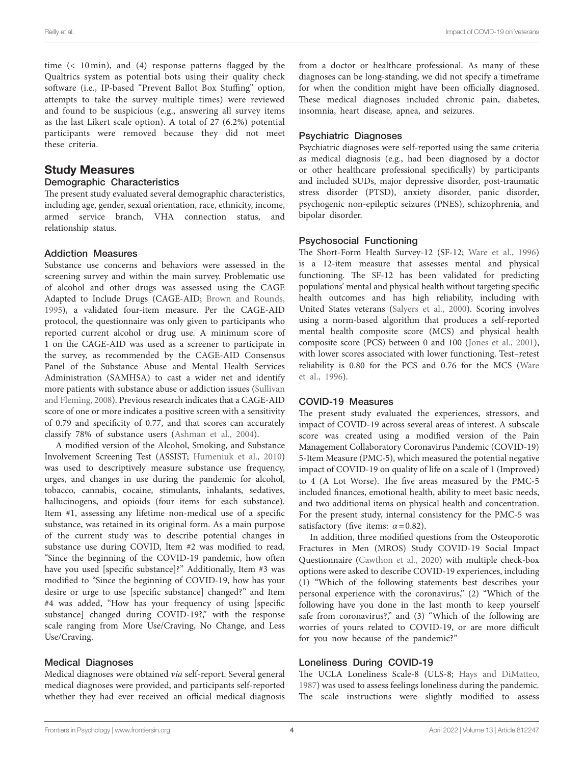time (< 10 min), and (4) response patterns flagged by the Qualtrics system as potential bots using their quality check software (i.e., IP-based "Prevent Ballot Box Stuffing" option, attempts to take the survey multiple times) were reviewed and found to be suspicious (e.g., answering all survey items as the last Likert scale option). A total of 27 (6.2%) potential participants were removed because they did not meet these criteria.

## Study Measures

### Demographic Characteristics

The present study evaluated several demographic characteristics, including age, gender, sexual orientation, race, ethnicity, income, armed service branch, VHA connection status, and relationship status.

### Addiction Measures

Substance use concerns and behaviors were assessed in the screening survey and within the main survey. Problematic use of alcohol and other drugs was assessed using the CAGE Adapted to Include Drugs (CAGE-AID; Brown and Rounds, 1995), a validated four-item measure. Per the CAGE-AID protocol, the questionnaire was only given to participants who reported current alcohol or drug use. A minimum score of 1 on the CAGE-AID was used as a screener to participate in the survey, as recommended by the CAGE-AID Consensus Panel of the Substance Abuse and Mental Health Services Administration (SAMHSA) to cast a wider net and identify more patients with substance abuse or addiction issues (Sullivan and Fleming, 2008). Previous research indicates that a CAGE-AID score of one or more indicates a positive screen with a sensitivity of 0.79 and specificity of 0.77, and that scores can accurately classify 78% of substance users (Ashman et al., 2004).

A modified version of the Alcohol, Smoking, and Substance Involvement Screening Test (ASSIST; Humeniuk et al., 2010) was used to descriptively measure substance use frequency, urges, and changes in use during the pandemic for alcohol, tobacco, cannabis, cocaine, stimulants, inhalants, sedatives, hallucinogens, and opioids (four items for each substance). Item #1, assessing any lifetime non-medical use of a specific substance, was retained in its original form. As a main purpose of the current study was to describe potential changes in substance use during COVID, Item #2 was modified to read, "Since the beginning of the COVID-19 pandemic, how often have you used [specific substance]?" Additionally, Item #3 was modified to "Since the beginning of COVID-19, how has your desire or urge to use [specific substance] changed?" and Item #4 was added, "How has your frequency of using [specific substance] changed during COVID-19?," with the response scale ranging from More Use/Craving, No Change, and Less Use/Craving.

### Medical Diagnoses

Medical diagnoses were obtained *via* self-report. Several general medical diagnoses were provided, and participants self-reported whether they had ever received an official medical diagnosis from a doctor or healthcare professional. As many of these diagnoses can be long-standing, we did not specify a timeframe for when the condition might have been officially diagnosed. These medical diagnoses included chronic pain, diabetes, insomnia, heart disease, apnea, and seizures.

### Psychiatric Diagnoses

Psychiatric diagnoses were self-reported using the same criteria as medical diagnosis (e.g., had been diagnosed by a doctor or other healthcare professional specifically) by participants and included SUDs, major depressive disorder, post-traumatic stress disorder (PTSD), anxiety disorder, panic disorder, psychogenic non-epileptic seizures (PNES), schizophrenia, and bipolar disorder.

### Psychosocial Functioning

The Short-Form Health Survey-12 (SF-12; Ware et al., 1996) is a 12-item measure that assesses mental and physical functioning. The SF-12 has been validated for predicting populations' mental and physical health without targeting specific health outcomes and has high reliability, including with United States veterans (Salyers et al., 2000). Scoring involves using a norm-based algorithm that produces a self-reported mental health composite score (MCS) and physical health composite score (PCS) between 0 and 100 (Jones et al., 2001), with lower scores associated with lower functioning. Test–retest reliability is 0.80 for the PCS and 0.76 for the MCS (Ware et al., 1996).

### COVID-19 Measures

The present study evaluated the experiences, stressors, and impact of COVID-19 across several areas of interest. A subscale score was created using a modified version of the Pain Management Collaboratory Coronavirus Pandemic (COVID-19) 5-Item Measure (PMC-5), which measured the potential negative impact of COVID-19 on quality of life on a scale of 1 (Improved) to 4 (A Lot Worse). The five areas measured by the PMC-5 included finances, emotional health, ability to meet basic needs, and two additional items on physical health and concentration. For the present study, internal consistency for the PMC-5 was satisfactory (five items: $\alpha = 0.82$).

In addition, three modified questions from the Osteoporotic Fractures in Men (MROS) Study COVID-19 Social Impact Questionnaire (Cawthon et al., 2020) with multiple check-box options were asked to describe COVID-19 experiences, including (1) "Which of the following statements best describes your personal experience with the coronavirus," (2) "Which of the following have you done in the last month to keep yourself safe from coronavirus?," and (3) "Which of the following are worries of yours related to COVID-19, or are more difficult for you now because of the pandemic?"

### Loneliness During COVID-19

The UCLA Loneliness Scale-8 (ULS-8; Hays and DiMatteo, 1987) was used to assess feelings loneliness during the pandemic. The scale instructions were slightly modified to assess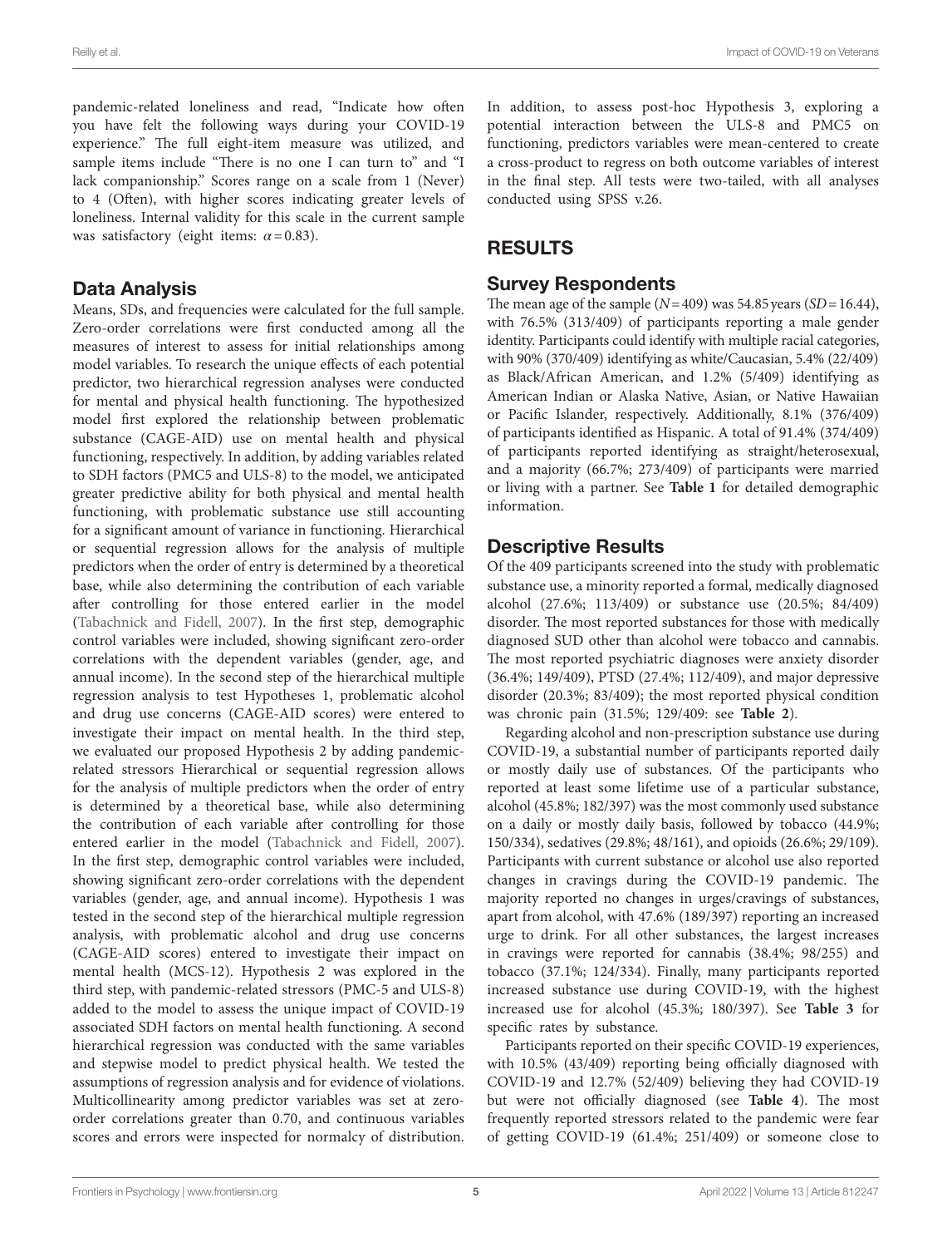pandemic-related loneliness and read, "Indicate how often you have felt the following ways during your COVID-19 experience." The full eight-item measure was utilized, and sample items include "There is no one I can turn to" and "I lack companionship." Scores range on a scale from 1 (Never) to 4 (Often), with higher scores indicating greater levels of loneliness. Internal validity for this scale in the current sample was satisfactory (eight items: $\alpha = 0.83$).

## Data Analysis

Means, SDs, and frequencies were calculated for the full sample. Zero-order correlations were first conducted among all the measures of interest to assess for initial relationships among model variables. To research the unique effects of each potential predictor, two hierarchical regression analyses were conducted for mental and physical health functioning. The hypothesized model first explored the relationship between problematic substance (CAGE-AID) use on mental health and physical functioning, respectively. In addition, by adding variables related to SDH factors (PMC5 and ULS-8) to the model, we anticipated greater predictive ability for both physical and mental health functioning, with problematic substance use still accounting for a significant amount of variance in functioning. Hierarchical or sequential regression allows for the analysis of multiple predictors when the order of entry is determined by a theoretical base, while also determining the contribution of each variable after controlling for those entered earlier in the model (Tabachnick and Fidell, 2007). In the first step, demographic control variables were included, showing significant zero-order correlations with the dependent variables (gender, age, and annual income). In the second step of the hierarchical multiple regression analysis to test Hypotheses 1, problematic alcohol and drug use concerns (CAGE-AID scores) were entered to investigate their impact on mental health. In the third step, we evaluated our proposed Hypothesis 2 by adding pandemic-related stressors Hierarchical or sequential regression allows for the analysis of multiple predictors when the order of entry is determined by a theoretical base, while also determining the contribution of each variable after controlling for those entered earlier in the model (Tabachnick and Fidell, 2007). In the first step, demographic control variables were included, showing significant zero-order correlations with the dependent variables (gender, age, and annual income). Hypothesis 1 was tested in the second step of the hierarchical multiple regression analysis, with problematic alcohol and drug use concerns (CAGE-AID scores) entered to investigate their impact on mental health (MCS-12). Hypothesis 2 was explored in the third step, with pandemic-related stressors (PMC-5 and ULS-8) added to the model to assess the unique impact of COVID-19 associated SDH factors on mental health functioning. A second hierarchical regression was conducted with the same variables and stepwise model to predict physical health. We tested the assumptions of regression analysis and for evidence of violations. Multicollinearity among predictor variables was set at zero-order correlations greater than 0.70, and continuous variables scores and errors were inspected for normalcy of distribution. In addition, to assess post-hoc Hypothesis 3, exploring a potential interaction between the ULS-8 and PMC5 on functioning, predictors variables were mean-centered to create a cross-product to regress on both outcome variables of interest in the final step. All tests were two-tailed, with all analyses conducted using SPSS v.26.

# RESULTS

## Survey Respondents

The mean age of the sample ($N = 409$) was 54.85 years ($SD = 16.44$), with 76.5% (313/409) of participants reporting a male gender identity. Participants could identify with multiple racial categories, with 90% (370/409) identifying as white/Caucasian, 5.4% (22/409) as Black/African American, and 1.2% (5/409) identifying as American Indian or Alaska Native, Asian, or Native Hawaiian or Pacific Islander, respectively. Additionally, 8.1% (376/409) of participants identified as Hispanic. A total of 91.4% (374/409) of participants reported identifying as straight/heterosexual, and a majority (66.7%; 273/409) of participants were married or living with a partner. See **Table 1** for detailed demographic information.

## Descriptive Results

Of the 409 participants screened into the study with problematic substance use, a minority reported a formal, medically diagnosed alcohol (27.6%; 113/409) or substance use (20.5%; 84/409) disorder. The most reported substances for those with medically diagnosed SUD other than alcohol were tobacco and cannabis. The most reported psychiatric diagnoses were anxiety disorder (36.4%; 149/409), PTSD (27.4%; 112/409), and major depressive disorder (20.3%; 83/409); the most reported physical condition was chronic pain (31.5%; 129/409: see **Table 2**).

Regarding alcohol and non-prescription substance use during COVID-19, a substantial number of participants reported daily or mostly daily use of substances. Of the participants who reported at least some lifetime use of a particular substance, alcohol (45.8%; 182/397) was the most commonly used substance on a daily or mostly daily basis, followed by tobacco (44.9%; 150/334), sedatives (29.8%; 48/161), and opioids (26.6%; 29/109). Participants with current substance or alcohol use also reported changes in cravings during the COVID-19 pandemic. The majority reported no changes in urges/cravings of substances, apart from alcohol, with 47.6% (189/397) reporting an increased urge to drink. For all other substances, the largest increases in cravings were reported for cannabis (38.4%; 98/255) and tobacco (37.1%; 124/334). Finally, many participants reported increased substance use during COVID-19, with the highest increased use for alcohol (45.3%; 180/397). See **Table 3** for specific rates by substance.

Participants reported on their specific COVID-19 experiences, with 10.5% (43/409) reporting being officially diagnosed with COVID-19 and 12.7% (52/409) believing they had COVID-19 but were not officially diagnosed (see **Table 4**). The most frequently reported stressors related to the pandemic were fear of getting COVID-19 (61.4%; 251/409) or someone close to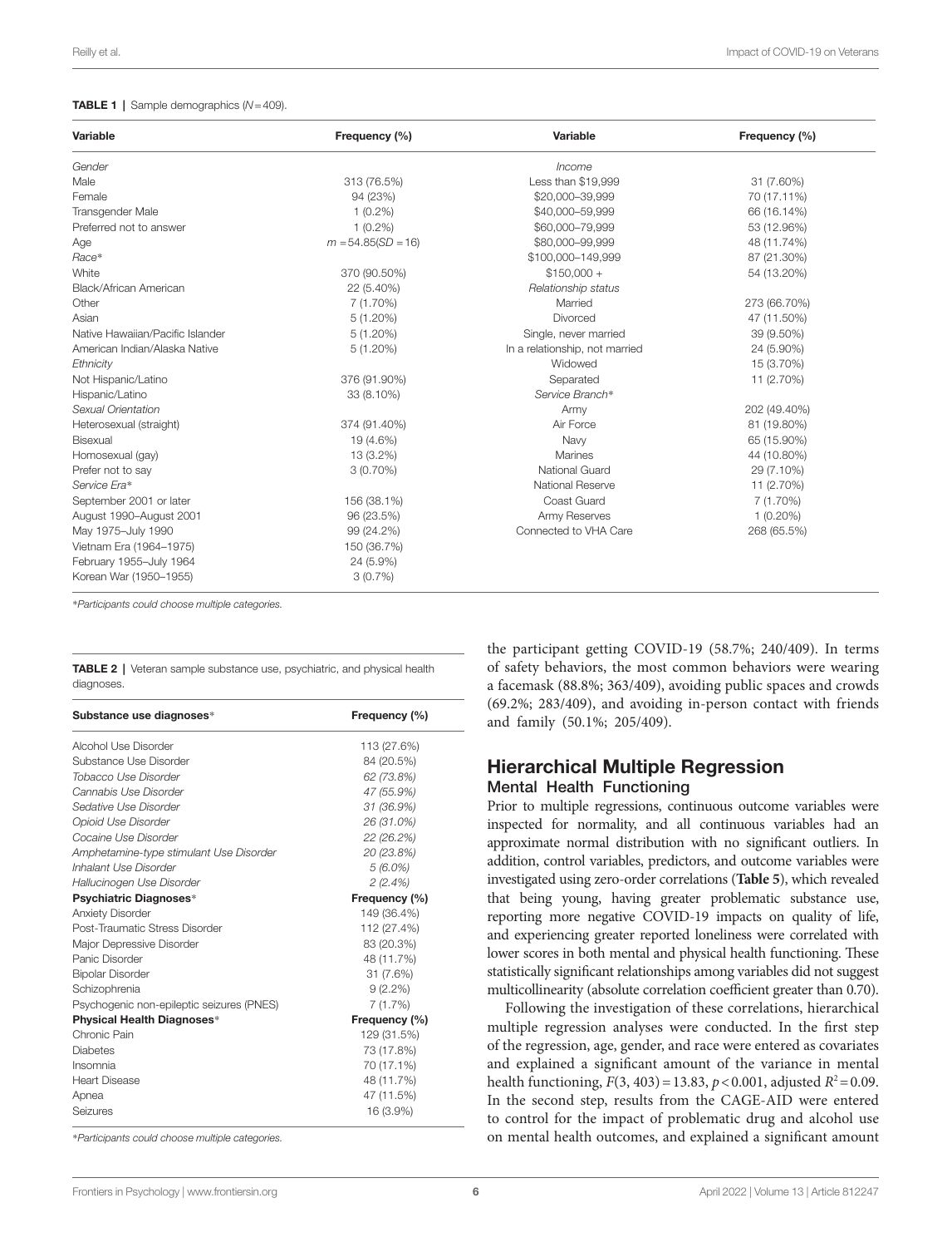**TABLE 1** | Sample demographics ($N = 409$).

| Variable | Frequency (%) | Variable | Frequency (%) |
|---|---|---|---|
| *Gender* | | *Income* | |
| Male | 313 (76.5%) | Less than $19,999 | 31 (7.60%) |
| Female | 94 (23%) | $20,000–39,999 | 70 (17.11%) |
| Transgender Male | 1 (0.2%) | $40,000–59,999 | 66 (16.14%) |
| Preferred not to answer | 1 (0.2%) | $60,000–79,999 | 53 (12.96%) |
| Age | $m = 54.85 (SD = 16)$ | $80,000–99,999 | 48 (11.74%) |
| *Race** | | $100,000–149,999 | 87 (21.30%) |
| White | 370 (90.50%) | $150,000 + | 54 (13.20%) |
| Black/African American | 22 (5.40%) | *Relationship status* | |
| Other | 7 (1.70%) | Married | 273 (66.70%) |
| Asian | 5 (1.20%) | Divorced | 47 (11.50%) |
| Native Hawaiian/Pacific Islander | 5 (1.20%) | Single, never married | 39 (9.50%) |
| American Indian/Alaska Native | 5 (1.20%) | In a relationship, not married | 24 (5.90%) |
| *Ethnicity* | | Widowed | 15 (3.70%) |
| Not Hispanic/Latino | 376 (91.90%) | Separated | 11 (2.70%) |
| Hispanic/Latino | 33 (8.10%) | *Service Branch** | |
| *Sexual Orientation* | | Army | 202 (49.40%) |
| Heterosexual (straight) | 374 (91.40%) | Air Force | 81 (19.80%) |
| Bisexual | 19 (4.6%) | Navy | 65 (15.90%) |
| Homosexual (gay) | 13 (3.2%) | Marines | 44 (10.80%) |
| Prefer not to say | 3 (0.70%) | National Guard | 29 (7.10%) |
| *Service Era** | | National Reserve | 11 (2.70%) |
| September 2001 or later | 156 (38.1%) | Coast Guard | 7 (1.70%) |
| August 1990–August 2001 | 96 (23.5%) | Army Reserves | 1 (0.20%) |
| May 1975–July 1990 | 99 (24.2%) | Connected to VHA Care | 268 (65.5%) |
| Vietnam Era (1964–1975) | 150 (36.7%) | | |
| February 1955–July 1964 | 24 (5.9%) | | |
| Korean War (1950–1955) | 3 (0.7%) | | |

*Participants could choose multiple categories.*

**TABLE 2** | Veteran sample substance use, psychiatric, and physical health diagnoses.

| Substance use diagnoses* | Frequency (%) |
|---|---|
| Alcohol Use Disorder | 113 (27.6%) |
| Substance Use Disorder | 84 (20.5%) |
| *Tobacco Use Disorder* | *62 (73.8%)* |
| *Cannabis Use Disorder* | *47 (55.9%)* |
| *Sedative Use Disorder* | *31 (36.9%)* |
| *Opioid Use Disorder* | *26 (31.0%)* |
| *Cocaine Use Disorder* | *22 (26.2%)* |
| *Amphetamine-type stimulant Use Disorder* | *20 (23.8%)* |
| *Inhalant Use Disorder* | *5 (6.0%)* |
| *Hallucinogen Use Disorder* | *2 (2.4%)* |
| **Psychiatric Diagnoses*** | **Frequency (%)** |
| Anxiety Disorder | 149 (36.4%) |
| Post-Traumatic Stress Disorder | 112 (27.4%) |
| Major Depressive Disorder | 83 (20.3%) |
| Panic Disorder | 48 (11.7%) |
| Bipolar Disorder | 31 (7.6%) |
| Schizophrenia | 9 (2.2%) |
| Psychogenic non-epileptic seizures (PNES) | 7 (1.7%) |
| **Physical Health Diagnoses*** | **Frequency (%)** |
| Chronic Pain | 129 (31.5%) |
| Diabetes | 73 (17.8%) |
| Insomnia | 70 (17.1%) |
| Heart Disease | 48 (11.7%) |
| Apnea | 47 (11.5%) |
| Seizures | 16 (3.9%) |

*Participants could choose multiple categories.*

the participant getting COVID-19 (58.7%; 240/409). In terms of safety behaviors, the most common behaviors were wearing a facemask (88.8%; 363/409), avoiding public spaces and crowds (69.2%; 283/409), and avoiding in-person contact with friends and family (50.1%; 205/409).

## Hierarchical Multiple Regression

### Mental Health Functioning

Prior to multiple regressions, continuous outcome variables were inspected for normality, and all continuous variables had an approximate normal distribution with no significant outliers. In addition, control variables, predictors, and outcome variables were investigated using zero-order correlations (**Table 5**), which revealed that being young, having greater problematic substance use, reporting more negative COVID-19 impacts on quality of life, and experiencing greater reported loneliness were correlated with lower scores in both mental and physical health functioning. These statistically significant relationships among variables did not suggest multicollinearity (absolute correlation coefficient greater than 0.70).

Following the investigation of these correlations, hierarchical multiple regression analyses were conducted. In the first step of the regression, age, gender, and race were entered as covariates and explained a significant amount of the variance in mental health functioning, $F(3, 403) = 13.83$, $p < 0.001$, adjusted $R^2 = 0.09$. In the second step, results from the CAGE-AID were entered to control for the impact of problematic drug and alcohol use on mental health outcomes, and explained a significant amount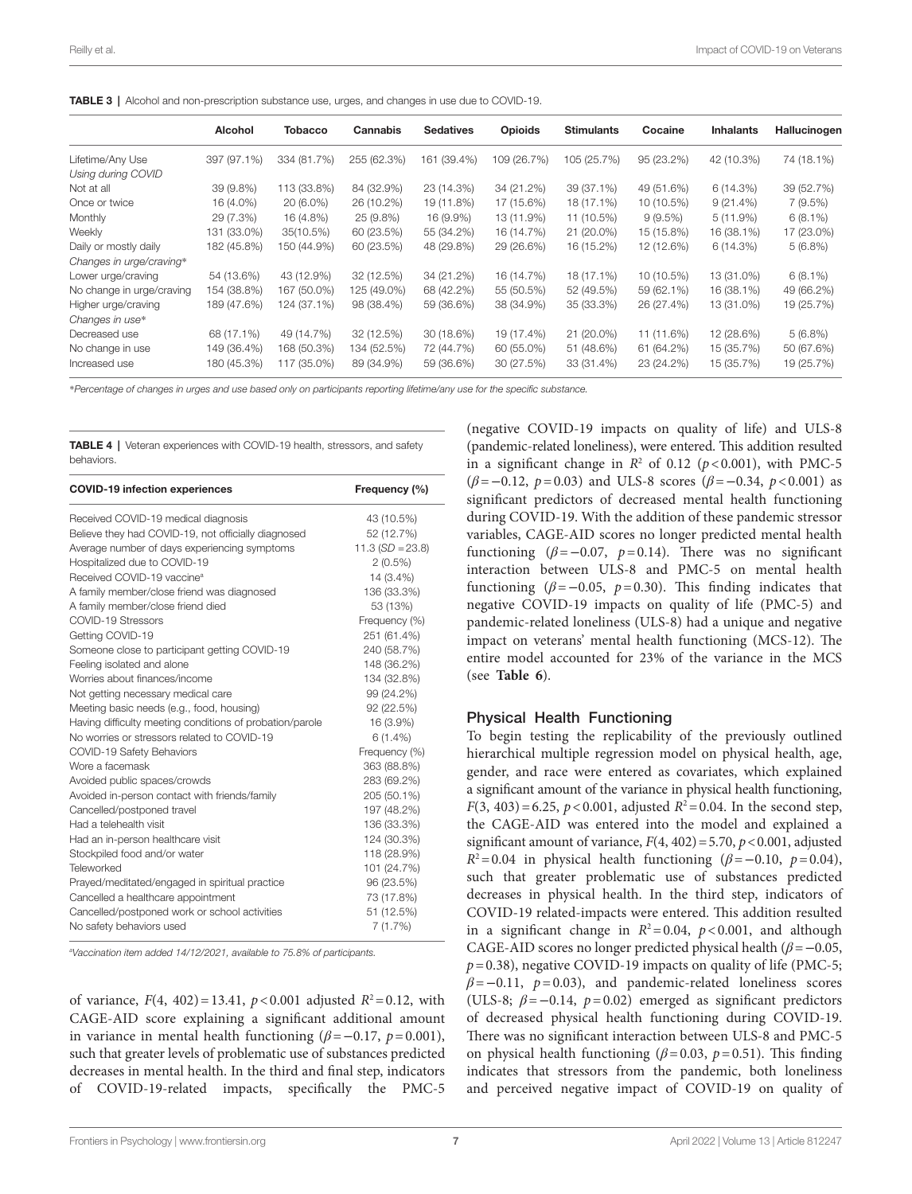**TABLE 3** | Alcohol and non-prescription substance use, urges, and changes in use due to COVID-19.

| | Alcohol | Tobacco | Cannabis | Sedatives | Opioids | Stimulants | Cocaine | Inhalants | Hallucinogen |
|---|---|---|---|---|---|---|---|---|---|
| Lifetime/Any Use | 397 (97.1%) | 334 (81.7%) | 255 (62.3%) | 161 (39.4%) | 109 (26.7%) | 105 (25.7%) | 95 (23.2%) | 42 (10.3%) | 74 (18.1%) |
| *Using during COVID* | | | | | | | | | |
| Not at all | 39 (9.8%) | 113 (33.8%) | 84 (32.9%) | 23 (14.3%) | 34 (21.2%) | 39 (37.1%) | 49 (51.6%) | 6 (14.3%) | 39 (52.7%) |
| Once or twice | 16 (4.0%) | 20 (6.0%) | 26 (10.2%) | 19 (11.8%) | 17 (15.6%) | 18 (17.1%) | 10 (10.5%) | 9 (21.4%) | 7 (9.5%) |
| Monthly | 29 (7.3%) | 16 (4.8%) | 25 (9.8%) | 16 (9.9%) | 13 (11.9%) | 11 (10.5%) | 9 (9.5%) | 5 (11.9%) | 6 (8.1%) |
| Weekly | 131 (33.0%) | 35(10.5%) | 60 (23.5%) | 55 (34.2%) | 16 (14.7%) | 21 (20.0%) | 15 (15.8%) | 16 (38.1%) | 17 (23.0%) |
| Daily or mostly daily | 182 (45.8%) | 150 (44.9%) | 60 (23.5%) | 48 (29.8%) | 29 (26.6%) | 16 (15.2%) | 12 (12.6%) | 6 (14.3%) | 5 (6.8%) |
| *Changes in urge/craving** | | | | | | | | | |
| Lower urge/craving | 54 (13.6%) | 43 (12.9%) | 32 (12.5%) | 34 (21.2%) | 16 (14.7%) | 18 (17.1%) | 10 (10.5%) | 13 (31.0%) | 6 (8.1%) |
| No change in urge/craving | 154 (38.8%) | 167 (50.0%) | 125 (49.0%) | 68 (42.2%) | 55 (50.5%) | 52 (49.5%) | 59 (62.1%) | 16 (38.1%) | 49 (66.2%) |
| Higher urge/craving | 189 (47.6%) | 124 (37.1%) | 98 (38.4%) | 59 (36.6%) | 38 (34.9%) | 35 (33.3%) | 26 (27.4%) | 13 (31.0%) | 19 (25.7%) |
| *Changes in use** | | | | | | | | | |
| Decreased use | 68 (17.1%) | 49 (14.7%) | 32 (12.5%) | 30 (18.6%) | 19 (17.4%) | 21 (20.0%) | 11 (11.6%) | 12 (28.6%) | 5 (6.8%) |
| No change in use | 149 (36.4%) | 168 (50.3%) | 134 (52.5%) | 72 (44.7%) | 60 (55.0%) | 51 (48.6%) | 61 (64.2%) | 15 (35.7%) | 50 (67.6%) |
| Increased use | 180 (45.3%) | 117 (35.0%) | 89 (34.9%) | 59 (36.6%) | 30 (27.5%) | 33 (31.4%) | 23 (24.2%) | 15 (35.7%) | 19 (25.7%) |

*\*Percentage of changes in urges and use based only on participants reporting lifetime/any use for the specific substance.*

**TABLE 4** | Veteran experiences with COVID-19 health, stressors, and safety behaviors.

| COVID-19 infection experiences | Frequency (%) |
|---|---|
| Received COVID-19 medical diagnosis | 43 (10.5%) |
| Believe they had COVID-19, not officially diagnosed | 52 (12.7%) |
| Average number of days experiencing symptoms | 11.3 (*SD* = 23.8) |
| Hospitalized due to COVID-19 | 2 (0.5%) |
| Received COVID-19 vaccine[a] | 14 (3.4%) |
| A family member/close friend was diagnosed | 136 (33.3%) |
| A family member/close friend died | 53 (13%) |
| COVID-19 Stressors | Frequency (%) |
| Getting COVID-19 | 251 (61.4%) |
| Someone close to participant getting COVID-19 | 240 (58.7%) |
| Feeling isolated and alone | 148 (36.2%) |
| Worries about finances/income | 134 (32.8%) |
| Not getting necessary medical care | 99 (24.2%) |
| Meeting basic needs (e.g., food, housing) | 92 (22.5%) |
| Having difficulty meeting conditions of probation/parole | 16 (3.9%) |
| No worries or stressors related to COVID-19 | 6 (1.4%) |
| COVID-19 Safety Behaviors | Frequency (%) |
| Wore a facemask | 363 (88.8%) |
| Avoided public spaces/crowds | 283 (69.2%) |
| Avoided in-person contact with friends/family | 205 (50.1%) |
| Cancelled/postponed travel | 197 (48.2%) |
| Had a telehealth visit | 136 (33.3%) |
| Had an in-person healthcare visit | 124 (30.3%) |
| Stockpiled food and/or water | 118 (28.9%) |
| Teleworked | 101 (24.7%) |
| Prayed/meditated/engaged in spiritual practice | 96 (23.5%) |
| Cancelled a healthcare appointment | 73 (17.8%) |
| Cancelled/postponed work or school activities | 51 (12.5%) |
| No safety behaviors used | 7 (1.7%) |

*[a]Vaccination item added 14/12/2021, available to 75.8% of participants.*

of variance, $F(4, 402) = 13.41$, $p < 0.001$ adjusted $R^2 = 0.12$, with CAGE-AID score explaining a significant additional amount in variance in mental health functioning ($\beta = -0.17$, $p = 0.001$), such that greater levels of problematic use of substances predicted decreases in mental health. In the third and final step, indicators of COVID-19-related impacts, specifically the PMC-5 (negative COVID-19 impacts on quality of life) and ULS-8 (pandemic-related loneliness), were entered. This addition resulted in a significant change in $R^2$ of 0.12 ($p < 0.001$), with PMC-5 ($\beta = -0.12$, $p = 0.03$) and ULS-8 scores ($\beta = -0.34$, $p < 0.001$) as significant predictors of decreased mental health functioning during COVID-19. With the addition of these pandemic stressor variables, CAGE-AID scores no longer predicted mental health functioning ($\beta = -0.07$, $p = 0.14$). There was no significant interaction between ULS-8 and PMC-5 on mental health functioning ($\beta = -0.05$, $p = 0.30$). This finding indicates that negative COVID-19 impacts on quality of life (PMC-5) and pandemic-related loneliness (ULS-8) had a unique and negative impact on veterans' mental health functioning (MCS-12). The entire model accounted for 23% of the variance in the MCS (see **Table 6**).

### Physical Health Functioning

To begin testing the replicability of the previously outlined hierarchical multiple regression model on physical health, age, gender, and race were entered as covariates, which explained a significant amount of the variance in physical health functioning, $F(3, 403) = 6.25$, $p < 0.001$, adjusted $R^2 = 0.04$. In the second step, the CAGE-AID was entered into the model and explained a significant amount of variance, $F(4, 402) = 5.70$, $p < 0.001$, adjusted $R^2 = 0.04$ in physical health functioning ($\beta = -0.10$, $p = 0.04$), such that greater problematic use of substances predicted decreases in physical health. In the third step, indicators of COVID-19 related-impacts were entered. This addition resulted in a significant change in $R^2 = 0.04$, $p < 0.001$, and although CAGE-AID scores no longer predicted physical health ($\beta = -0.05$, $p = 0.38$), negative COVID-19 impacts on quality of life (PMC-5; $\beta = -0.11$, $p = 0.03$), and pandemic-related loneliness scores (ULS-8; $\beta = -0.14$, $p = 0.02$) emerged as significant predictors of decreased physical health functioning during COVID-19. There was no significant interaction between ULS-8 and PMC-5 on physical health functioning ($\beta = 0.03$, $p = 0.51$). This finding indicates that stressors from the pandemic, both loneliness and perceived negative impact of COVID-19 on quality of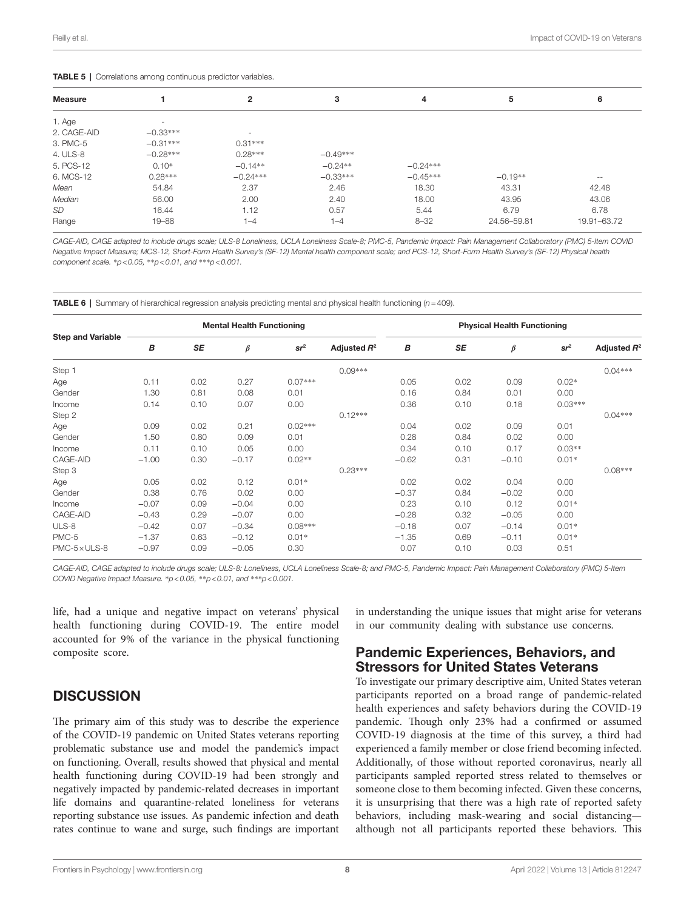**TABLE 5** | Correlations among continuous predictor variables.

| Measure | 1 | 2 | 3 | 4 | 5 | 6 |
|---|---|---|---|---|---|---|
| 1. Age | - | | | | | |
| 2. CAGE-AID | −0.33*** | - | | | | |
| 3. PMC-5 | −0.31*** | 0.31*** | | | | |
| 4. ULS-8 | −0.28*** | 0.28*** | −0.49*** | | | |
| 5. PCS-12 | 0.10* | −0.14** | −0.24** | −0.24*** | | |
| 6. MCS-12 | 0.28*** | −0.24*** | −0.33*** | −0.45*** | −0.19** | -- |
| *Mean* | 54.84 | 2.37 | 2.46 | 18.30 | 43.31 | 42.48 |
| *Median* | 56.00 | 2.00 | 2.40 | 18.00 | 43.95 | 43.06 |
| *SD* | 16.44 | 1.12 | 0.57 | 5.44 | 6.79 | 6.78 |
| Range | 19–88 | 1–4 | 1–4 | 8–32 | 24.56–59.81 | 19.91–63.72 |

*CAGE-AID, CAGE adapted to include drugs scale; ULS-8 Loneliness, UCLA Loneliness Scale-8; PMC-5, Pandemic Impact: Pain Management Collaboratory (PMC) 5-Item COVID Negative Impact Measure; MCS-12, Short-Form Health Survey's (SF-12) Mental health component scale; and PCS-12, Short-Form Health Survey's (SF-12) Physical health component scale. *p<0.05, **p<0.01, and ***p<0.001.*

**TABLE 6** | Summary of hierarchical regression analysis predicting mental and physical health functioning ($n = 409$).

| Step and Variable | Mental Health Functioning | | | | | Physical Health Functioning | | | | |
|---|---|---|---|---|---|---|---|---|---|---|
| | $B$ | $SE$ | $\beta$ | $sr^2$ | Adjusted $R^2$ | $B$ | $SE$ | $\beta$ | $sr^2$ | Adjusted $R^2$ |
| Step 1 | | | | | 0.09*** | | | | | 0.04*** |
| Age | 0.11 | 0.02 | 0.27 | 0.07*** | | 0.05 | 0.02 | 0.09 | 0.02* | |
| Gender | 1.30 | 0.81 | 0.08 | 0.01 | | 0.16 | 0.84 | 0.01 | 0.00 | |
| Income | 0.14 | 0.10 | 0.07 | 0.00 | | 0.36 | 0.10 | 0.18 | 0.03*** | |
| Step 2 | | | | | 0.12*** | | | | | 0.04*** |
| Age | 0.09 | 0.02 | 0.21 | 0.02*** | | 0.04 | 0.02 | 0.09 | 0.01 | |
| Gender | 1.50 | 0.80 | 0.09 | 0.01 | | 0.28 | 0.84 | 0.02 | 0.00 | |
| Income | 0.11 | 0.10 | 0.05 | 0.00 | | 0.34 | 0.10 | 0.17 | 0.03** | |
| CAGE-AID | −1.00 | 0.30 | −0.17 | 0.02** | | −0.62 | 0.31 | −0.10 | 0.01* | |
| Step 3 | | | | | 0.23*** | | | | | 0.08*** |
| Age | 0.05 | 0.02 | 0.12 | 0.01* | | 0.02 | 0.02 | 0.04 | 0.00 | |
| Gender | 0.38 | 0.76 | 0.02 | 0.00 | | −0.37 | 0.84 | −0.02 | 0.00 | |
| Income | −0.07 | 0.09 | −0.04 | 0.00 | | 0.23 | 0.10 | 0.12 | 0.01* | |
| CAGE-AID | −0.43 | 0.29 | −0.07 | 0.00 | | −0.28 | 0.32 | −0.05 | 0.00 | |
| ULS-8 | −0.42 | 0.07 | −0.34 | 0.08*** | | −0.18 | 0.07 | −0.14 | 0.01* | |
| PMC-5 | −1.37 | 0.63 | −0.12 | 0.01* | | −1.35 | 0.69 | −0.11 | 0.01* | |
| PMC-5 × ULS-8 | −0.97 | 0.09 | −0.05 | 0.30 | | 0.07 | 0.10 | 0.03 | 0.51 | |

*CAGE-AID, CAGE adapted to include drugs scale; ULS-8: Loneliness, UCLA Loneliness Scale-8; and PMC-5, Pandemic Impact: Pain Management Collaboratory (PMC) 5-Item COVID Negative Impact Measure. *p<0.05, **p<0.01, and ***p<0.001.*

life, had a unique and negative impact on veterans' physical health functioning during COVID-19. The entire model accounted for 9% of the variance in the physical functioning composite score.

## DISCUSSION

The primary aim of this study was to describe the experience of the COVID-19 pandemic on United States veterans reporting problematic substance use and model the pandemic's impact on functioning. Overall, results showed that physical and mental health functioning during COVID-19 had been strongly and negatively impacted by pandemic-related decreases in important life domains and quarantine-related loneliness for veterans reporting substance use issues. As pandemic infection and death rates continue to wane and surge, such findings are important in understanding the unique issues that might arise for veterans in our community dealing with substance use concerns.

### Pandemic Experiences, Behaviors, and Stressors for United States Veterans

To investigate our primary descriptive aim, United States veteran participants reported on a broad range of pandemic-related health experiences and safety behaviors during the COVID-19 pandemic. Though only 23% had a confirmed or assumed COVID-19 diagnosis at the time of this survey, a third had experienced a family member or close friend becoming infected. Additionally, of those without reported coronavirus, nearly all participants sampled reported stress related to themselves or someone close to them becoming infected. Given these concerns, it is unsurprising that there was a high rate of reported safety behaviors, including mask-wearing and social distancing—although not all participants reported these behaviors. This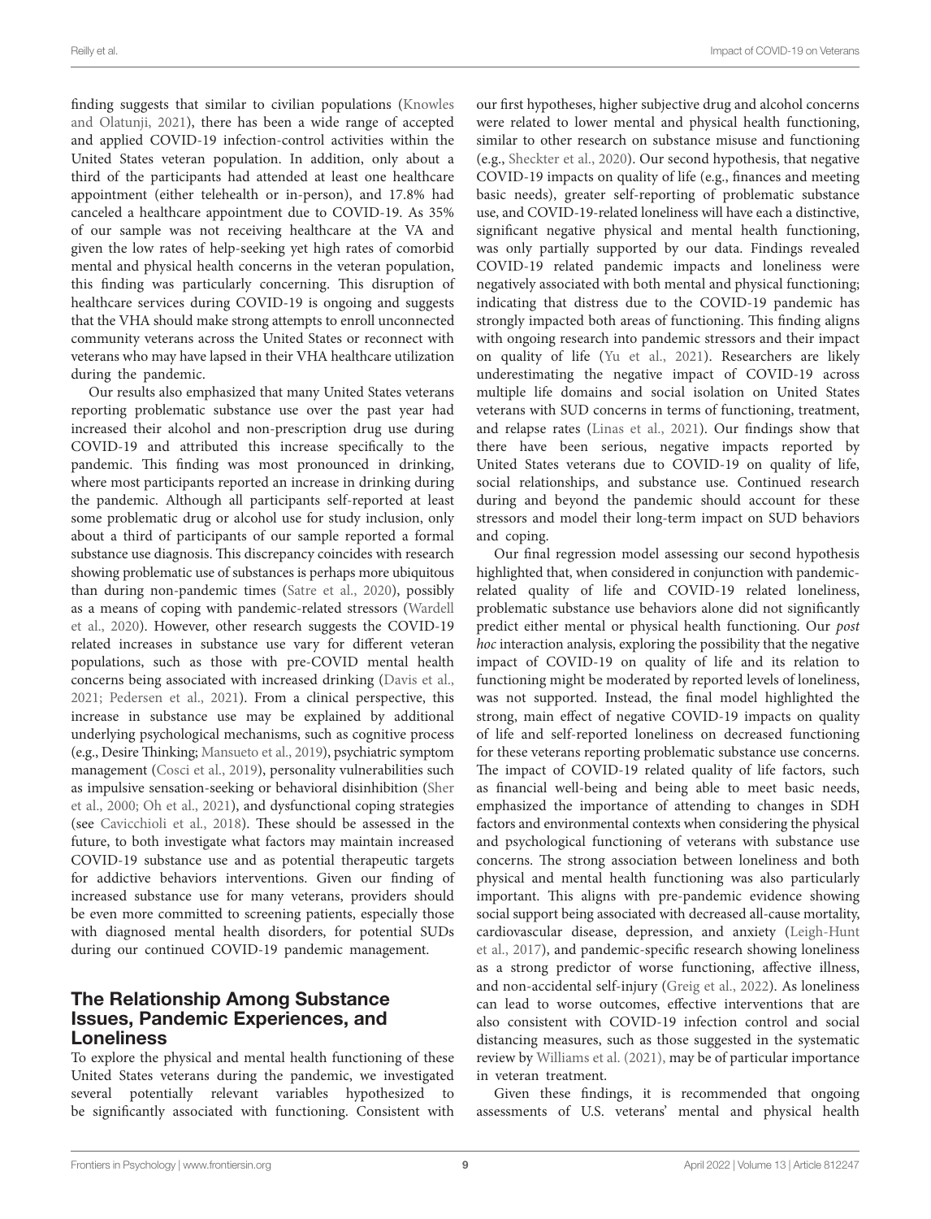finding suggests that similar to civilian populations (Knowles and Olatunji, 2021), there has been a wide range of accepted and applied COVID-19 infection-control activities within the United States veteran population. In addition, only about a third of the participants had attended at least one healthcare appointment (either telehealth or in-person), and 17.8% had canceled a healthcare appointment due to COVID-19. As 35% of our sample was not receiving healthcare at the VA and given the low rates of help-seeking yet high rates of comorbid mental and physical health concerns in the veteran population, this finding was particularly concerning. This disruption of healthcare services during COVID-19 is ongoing and suggests that the VHA should make strong attempts to enroll unconnected community veterans across the United States or reconnect with veterans who may have lapsed in their VHA healthcare utilization during the pandemic.

Our results also emphasized that many United States veterans reporting problematic substance use over the past year had increased their alcohol and non-prescription drug use during COVID-19 and attributed this increase specifically to the pandemic. This finding was most pronounced in drinking, where most participants reported an increase in drinking during the pandemic. Although all participants self-reported at least some problematic drug or alcohol use for study inclusion, only about a third of participants of our sample reported a formal substance use diagnosis. This discrepancy coincides with research showing problematic use of substances is perhaps more ubiquitous than during non-pandemic times (Satre et al., 2020), possibly as a means of coping with pandemic-related stressors (Wardell et al., 2020). However, other research suggests the COVID-19 related increases in substance use vary for different veteran populations, such as those with pre-COVID mental health concerns being associated with increased drinking (Davis et al., 2021; Pedersen et al., 2021). From a clinical perspective, this increase in substance use may be explained by additional underlying psychological mechanisms, such as cognitive process (e.g., Desire Thinking; Mansueto et al., 2019), psychiatric symptom management (Cosci et al., 2019), personality vulnerabilities such as impulsive sensation-seeking or behavioral disinhibition (Sher et al., 2000; Oh et al., 2021), and dysfunctional coping strategies (see Cavicchioli et al., 2018). These should be assessed in the future, to both investigate what factors may maintain increased COVID-19 substance use and as potential therapeutic targets for addictive behaviors interventions. Given our finding of increased substance use for many veterans, providers should be even more committed to screening patients, especially those with diagnosed mental health disorders, for potential SUDs during our continued COVID-19 pandemic management.

## The Relationship Among Substance Issues, Pandemic Experiences, and Loneliness

To explore the physical and mental health functioning of these United States veterans during the pandemic, we investigated several potentially relevant variables hypothesized to be significantly associated with functioning. Consistent with our first hypotheses, higher subjective drug and alcohol concerns were related to lower mental and physical health functioning, similar to other research on substance misuse and functioning (e.g., Sheckter et al., 2020). Our second hypothesis, that negative COVID-19 impacts on quality of life (e.g., finances and meeting basic needs), greater self-reporting of problematic substance use, and COVID-19-related loneliness will have each a distinctive, significant negative physical and mental health functioning, was only partially supported by our data. Findings revealed COVID-19 related pandemic impacts and loneliness were negatively associated with both mental and physical functioning; indicating that distress due to the COVID-19 pandemic has strongly impacted both areas of functioning. This finding aligns with ongoing research into pandemic stressors and their impact on quality of life (Yu et al., 2021). Researchers are likely underestimating the negative impact of COVID-19 across multiple life domains and social isolation on United States veterans with SUD concerns in terms of functioning, treatment, and relapse rates (Linas et al., 2021). Our findings show that there have been serious, negative impacts reported by United States veterans due to COVID-19 on quality of life, social relationships, and substance use. Continued research during and beyond the pandemic should account for these stressors and model their long-term impact on SUD behaviors and coping.

Our final regression model assessing our second hypothesis highlighted that, when considered in conjunction with pandemic-related quality of life and COVID-19 related loneliness, problematic substance use behaviors alone did not significantly predict either mental or physical health functioning. Our *post hoc* interaction analysis, exploring the possibility that the negative impact of COVID-19 on quality of life and its relation to functioning might be moderated by reported levels of loneliness, was not supported. Instead, the final model highlighted the strong, main effect of negative COVID-19 impacts on quality of life and self-reported loneliness on decreased functioning for these veterans reporting problematic substance use concerns. The impact of COVID-19 related quality of life factors, such as financial well-being and being able to meet basic needs, emphasized the importance of attending to changes in SDH factors and environmental contexts when considering the physical and psychological functioning of veterans with substance use concerns. The strong association between loneliness and both physical and mental health functioning was also particularly important. This aligns with pre-pandemic evidence showing social support being associated with decreased all-cause mortality, cardiovascular disease, depression, and anxiety (Leigh-Hunt et al., 2017), and pandemic-specific research showing loneliness as a strong predictor of worse functioning, affective illness, and non-accidental self-injury (Greig et al., 2022). As loneliness can lead to worse outcomes, effective interventions that are also consistent with COVID-19 infection control and social distancing measures, such as those suggested in the systematic review by Williams et al. (2021), may be of particular importance in veteran treatment.

Given these findings, it is recommended that ongoing assessments of U.S. veterans' mental and physical health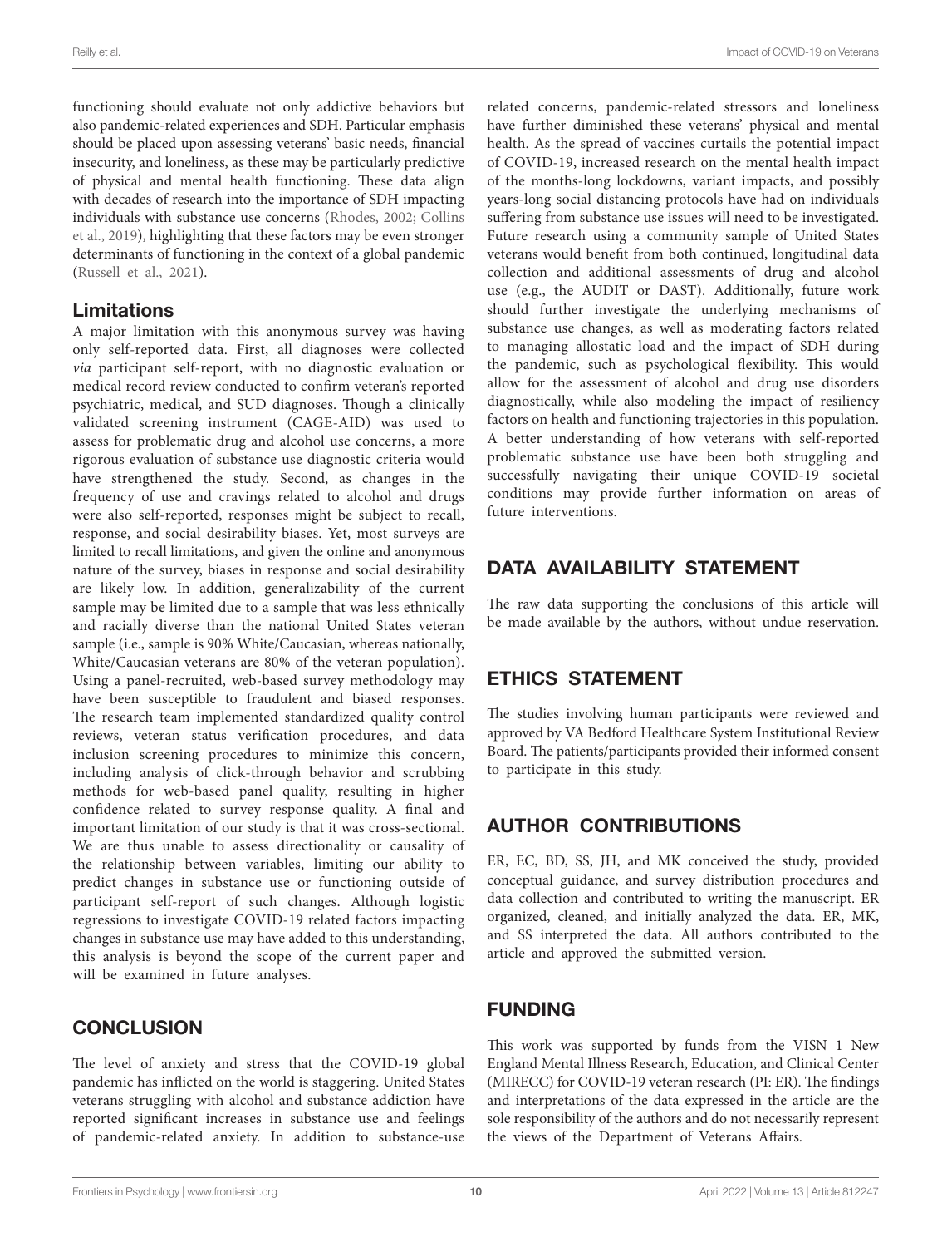functioning should evaluate not only addictive behaviors but also pandemic-related experiences and SDH. Particular emphasis should be placed upon assessing veterans' basic needs, financial insecurity, and loneliness, as these may be particularly predictive of physical and mental health functioning. These data align with decades of research into the importance of SDH impacting individuals with substance use concerns (Rhodes, 2002; Collins et al., 2019), highlighting that these factors may be even stronger determinants of functioning in the context of a global pandemic (Russell et al., 2021).

## Limitations

A major limitation with this anonymous survey was having only self-reported data. First, all diagnoses were collected *via* participant self-report, with no diagnostic evaluation or medical record review conducted to confirm veteran's reported psychiatric, medical, and SUD diagnoses. Though a clinically validated screening instrument (CAGE-AID) was used to assess for problematic drug and alcohol use concerns, a more rigorous evaluation of substance use diagnostic criteria would have strengthened the study. Second, as changes in the frequency of use and cravings related to alcohol and drugs were also self-reported, responses might be subject to recall, response, and social desirability biases. Yet, most surveys are limited to recall limitations, and given the online and anonymous nature of the survey, biases in response and social desirability are likely low. In addition, generalizability of the current sample may be limited due to a sample that was less ethnically and racially diverse than the national United States veteran sample (i.e., sample is 90% White/Caucasian, whereas nationally, White/Caucasian veterans are 80% of the veteran population). Using a panel-recruited, web-based survey methodology may have been susceptible to fraudulent and biased responses. The research team implemented standardized quality control reviews, veteran status verification procedures, and data inclusion screening procedures to minimize this concern, including analysis of click-through behavior and scrubbing methods for web-based panel quality, resulting in higher confidence related to survey response quality. A final and important limitation of our study is that it was cross-sectional. We are thus unable to assess directionality or causality of the relationship between variables, limiting our ability to predict changes in substance use or functioning outside of participant self-report of such changes. Although logistic regressions to investigate COVID-19 related factors impacting changes in substance use may have added to this understanding, this analysis is beyond the scope of the current paper and will be examined in future analyses.

## CONCLUSION

The level of anxiety and stress that the COVID-19 global pandemic has inflicted on the world is staggering. United States veterans struggling with alcohol and substance addiction have reported significant increases in substance use and feelings of pandemic-related anxiety. In addition to substance-use related concerns, pandemic-related stressors and loneliness have further diminished these veterans' physical and mental health. As the spread of vaccines curtails the potential impact of COVID-19, increased research on the mental health impact of the months-long lockdowns, variant impacts, and possibly years-long social distancing protocols have had on individuals suffering from substance use issues will need to be investigated. Future research using a community sample of United States veterans would benefit from both continued, longitudinal data collection and additional assessments of drug and alcohol use (e.g., the AUDIT or DAST). Additionally, future work should further investigate the underlying mechanisms of substance use changes, as well as moderating factors related to managing allostatic load and the impact of SDH during the pandemic, such as psychological flexibility. This would allow for the assessment of alcohol and drug use disorders diagnostically, while also modeling the impact of resiliency factors on health and functioning trajectories in this population. A better understanding of how veterans with self-reported problematic substance use have been both struggling and successfully navigating their unique COVID-19 societal conditions may provide further information on areas of future interventions.

## DATA AVAILABILITY STATEMENT

The raw data supporting the conclusions of this article will be made available by the authors, without undue reservation.

## ETHICS STATEMENT

The studies involving human participants were reviewed and approved by VA Bedford Healthcare System Institutional Review Board. The patients/participants provided their informed consent to participate in this study.

## AUTHOR CONTRIBUTIONS

ER, EC, BD, SS, JH, and MK conceived the study, provided conceptual guidance, and survey distribution procedures and data collection and contributed to writing the manuscript. ER organized, cleaned, and initially analyzed the data. ER, MK, and SS interpreted the data. All authors contributed to the article and approved the submitted version.

## FUNDING

This work was supported by funds from the VISN 1 New England Mental Illness Research, Education, and Clinical Center (MIRECC) for COVID-19 veteran research (PI: ER). The findings and interpretations of the data expressed in the article are the sole responsibility of the authors and do not necessarily represent the views of the Department of Veterans Affairs.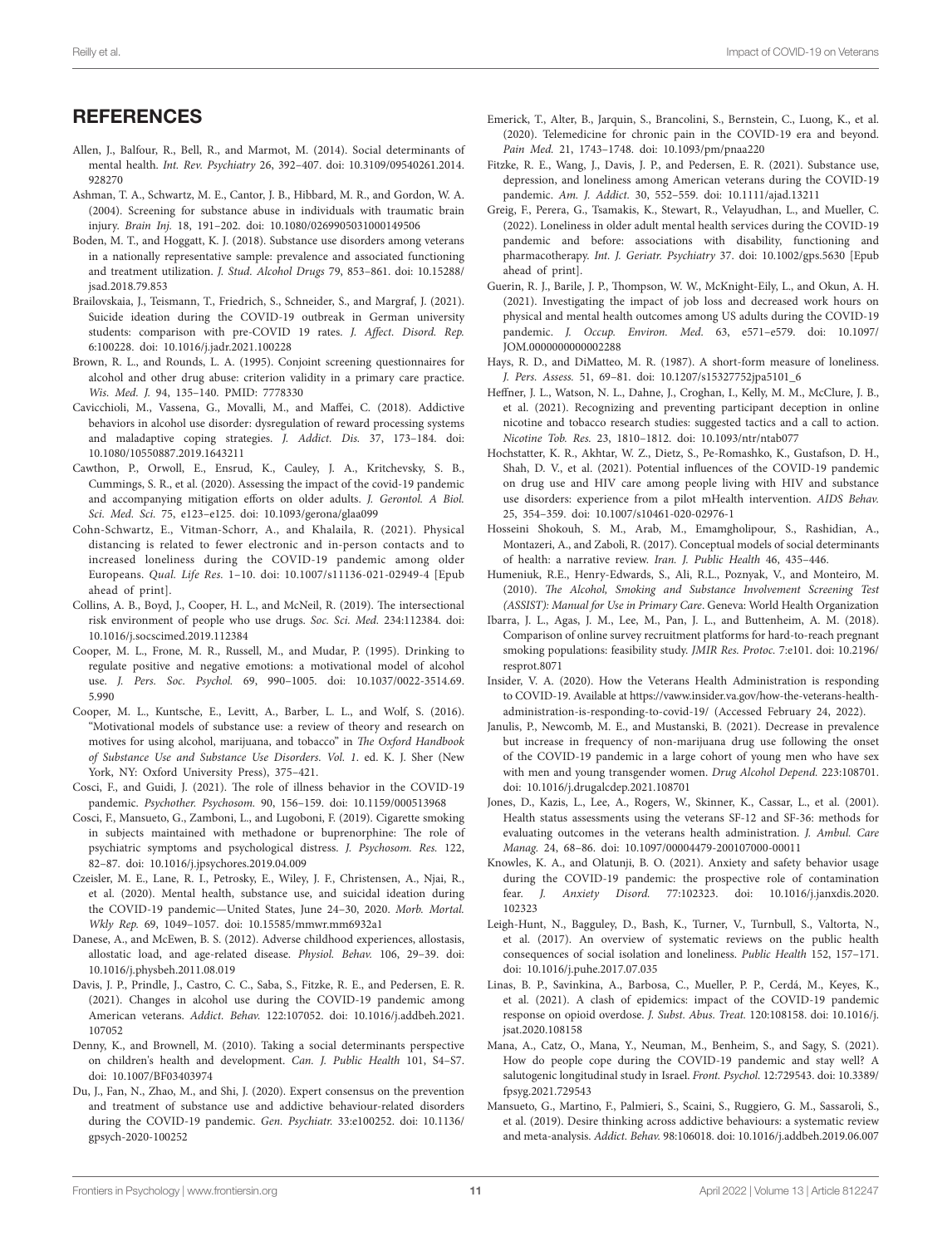## REFERENCES

Allen, J., Balfour, R., Bell, R., and Marmot, M. (2014). Social determinants of mental health. *Int. Rev. Psychiatry* 26, 392–407. doi: 10.3109/09540261.2014.928270

Ashman, T. A., Schwartz, M. E., Cantor, J. B., Hibbard, M. R., and Gordon, W. A. (2004). Screening for substance abuse in individuals with traumatic brain injury. *Brain Inj.* 18, 191–202. doi: 10.1080/0269905031000149506

Boden, M. T., and Hoggatt, K. J. (2018). Substance use disorders among veterans in a nationally representative sample: prevalence and associated functioning and treatment utilization. *J. Stud. Alcohol Drugs* 79, 853–861. doi: 10.15288/jsad.2018.79.853

Brailovskaia, J., Teismann, T., Friedrich, S., Schneider, S., and Margraf, J. (2021). Suicide ideation during the COVID-19 outbreak in German university students: comparison with pre-COVID 19 rates. *J. Affect. Disord. Rep.* 6:100228. doi: 10.1016/j.jadr.2021.100228

Brown, R. L., and Rounds, L. A. (1995). Conjoint screening questionnaires for alcohol and other drug abuse: criterion validity in a primary care practice. *Wis. Med. J.* 94, 135–140. PMID: 7778330

Cavicchioli, M., Vassena, G., Movalli, M., and Maffei, C. (2018). Addictive behaviors in alcohol use disorder: dysregulation of reward processing systems and maladaptive coping strategies. *J. Addict. Dis.* 37, 173–184. doi: 10.1080/10550887.2019.1643211

Cawthon, P., Orwoll, E., Ensrud, K., Cauley, J. A., Kritchevsky, S. B., Cummings, S. R., et al. (2020). Assessing the impact of the covid-19 pandemic and accompanying mitigation efforts on older adults. *J. Gerontol. A Biol. Sci. Med. Sci.* 75, e123–e125. doi: 10.1093/gerona/glaa099

Cohn-Schwartz, E., Vitman-Schorr, A., and Khalaila, R. (2021). Physical distancing is related to fewer electronic and in-person contacts and to increased loneliness during the COVID-19 pandemic among older Europeans. *Qual. Life Res.* 1–10. doi: 10.1007/s11136-021-02949-4 [Epub ahead of print].

Collins, A. B., Boyd, J., Cooper, H. L., and McNeil, R. (2019). The intersectional risk environment of people who use drugs. *Soc. Sci. Med.* 234:112384. doi: 10.1016/j.socscimed.2019.112384

Cooper, M. L., Frone, M. R., Russell, M., and Mudar, P. (1995). Drinking to regulate positive and negative emotions: a motivational model of alcohol use. *J. Pers. Soc. Psychol.* 69, 990–1005. doi: 10.1037/0022-3514.69.5.990

Cooper, M. L., Kuntsche, E., Levitt, A., Barber, L. L., and Wolf, S. (2016). "Motivational models of substance use: a review of theory and research on motives for using alcohol, marijuana, and tobacco" in *The Oxford Handbook of Substance Use and Substance Use Disorders. Vol. 1*. ed. K. J. Sher (New York, NY: Oxford University Press), 375–421.

Cosci, F., and Guidi, J. (2021). The role of illness behavior in the COVID-19 pandemic. *Psychother. Psychosom.* 90, 156–159. doi: 10.1159/000513968

Cosci, F., Mansueto, G., Zamboni, L., and Lugoboni, F. (2019). Cigarette smoking in subjects maintained with methadone or buprenorphine: The role of psychiatric symptoms and psychological distress. *J. Psychosom. Res.* 122, 82–87. doi: 10.1016/j.jpsychores.2019.04.009

Czeisler, M. E., Lane, R. I., Petrosky, E., Wiley, J. F., Christensen, A., Njai, R., et al. (2020). Mental health, substance use, and suicidal ideation during the COVID-19 pandemic—United States, June 24–30, 2020. *Morb. Mortal. Wkly Rep.* 69, 1049–1057. doi: 10.15585/mmwr.mm6932a1

Danese, A., and McEwen, B. S. (2012). Adverse childhood experiences, allostasis, allostatic load, and age-related disease. *Physiol. Behav.* 106, 29–39. doi: 10.1016/j.physbeh.2011.08.019

Davis, J. P., Prindle, J., Castro, C. C., Saba, S., Fitzke, R. E., and Pedersen, E. R. (2021). Changes in alcohol use during the COVID-19 pandemic among American veterans. *Addict. Behav.* 122:107052. doi: 10.1016/j.addbeh.2021.107052

Denny, K., and Brownell, M. (2010). Taking a social determinants perspective on children's health and development. *Can. J. Public Health* 101, S4–S7. doi: 10.1007/BF03403974

Du, J., Fan, N., Zhao, M., and Shi, J. (2020). Expert consensus on the prevention and treatment of substance use and addictive behaviour-related disorders during the COVID-19 pandemic. *Gen. Psychiatr.* 33:e100252. doi: 10.1136/gpsych-2020-100252

Emerick, T., Alter, B., Jarquin, S., Brancolini, S., Bernstein, C., Luong, K., et al. (2020). Telemedicine for chronic pain in the COVID-19 era and beyond. *Pain Med.* 21, 1743–1748. doi: 10.1093/pm/pnaa220

Fitzke, R. E., Wang, J., Davis, J. P., and Pedersen, E. R. (2021). Substance use, depression, and loneliness among American veterans during the COVID-19 pandemic. *Am. J. Addict.* 30, 552–559. doi: 10.1111/ajad.13211

Greig, F., Perera, G., Tsamakis, K., Stewart, R., Velayudhan, L., and Mueller, C. (2022). Loneliness in older adult mental health services during the COVID-19 pandemic and before: associations with disability, functioning and pharmacotherapy. *Int. J. Geriatr. Psychiatry* 37. doi: 10.1002/gps.5630 [Epub ahead of print].

Guerin, R. J., Barile, J. P., Thompson, W. W., McKnight-Eily, L., and Okun, A. H. (2021). Investigating the impact of job loss and decreased work hours on physical and mental health outcomes among US adults during the COVID-19 pandemic. *J. Occup. Environ. Med.* 63, e571–e579. doi: 10.1097/JOM.0000000000002288

Hays, R. D., and DiMatteo, M. R. (1987). A short-form measure of loneliness. *J. Pers. Assess.* 51, 69–81. doi: 10.1207/s15327752jpa5101_6

Heffner, J. L., Watson, N. L., Dahne, J., Croghan, I., Kelly, M. M., McClure, J. B., et al. (2021). Recognizing and preventing participant deception in online nicotine and tobacco research studies: suggested tactics and a call to action. *Nicotine Tob. Res.* 23, 1810–1812. doi: 10.1093/ntr/ntab077

Hochstatter, K. R., Akhtar, W. Z., Dietz, S., Pe-Romashko, K., Gustafson, D. H., Shah, D. V., et al. (2021). Potential influences of the COVID-19 pandemic on drug use and HIV care among people living with HIV and substance use disorders: experience from a pilot mHealth intervention. *AIDS Behav.* 25, 354–359. doi: 10.1007/s10461-020-02976-1

Hosseini Shokouh, S. M., Arab, M., Emamgholipour, S., Rashidian, A., Montazeri, A., and Zaboli, R. (2017). Conceptual models of social determinants of health: a narrative review. *Iran. J. Public Health* 46, 435–446.

Humeniuk, R.E., Henry-Edwards, S., Ali, R.L., Poznyak, V., and Monteiro, M. (2010). *The Alcohol, Smoking and Substance Involvement Screening Test (ASSIST): Manual for Use in Primary Care*. Geneva: World Health Organization

Ibarra, J. L., Agas, J. M., Lee, M., Pan, J. L., and Buttenheim, A. M. (2018). Comparison of online survey recruitment platforms for hard-to-reach pregnant smoking populations: feasibility study. *JMIR Res. Protoc.* 7:e101. doi: 10.2196/resprot.8071

Insider, V. A. (2020). How the Veterans Health Administration is responding to COVID-19. Available at https://vaww.insider.va.gov/how-the-veterans-health-administration-is-responding-to-covid-19/ (Accessed February 24, 2022).

Janulis, P., Newcomb, M. E., and Mustanski, B. (2021). Decrease in prevalence but increase in frequency of non-marijuana drug use following the onset of the COVID-19 pandemic in a large cohort of young men who have sex with men and young transgender women. *Drug Alcohol Depend.* 223:108701. doi: 10.1016/j.drugalcdep.2021.108701

Jones, D., Kazis, L., Lee, A., Rogers, W., Skinner, K., Cassar, L., et al. (2001). Health status assessments using the veterans SF-12 and SF-36: methods for evaluating outcomes in the veterans health administration. *J. Ambul. Care Manag.* 24, 68–86. doi: 10.1097/00004479-200107000-00011

Knowles, K. A., and Olatunji, B. O. (2021). Anxiety and safety behavior usage during the COVID-19 pandemic: the prospective role of contamination fear. *J. Anxiety Disord.* 77:102323. doi: 10.1016/j.janxdis.2020.102323

Leigh-Hunt, N., Bagguley, D., Bash, K., Turner, V., Turnbull, S., Valtorta, N., et al. (2017). An overview of systematic reviews on the public health consequences of social isolation and loneliness. *Public Health* 152, 157–171. doi: 10.1016/j.puhe.2017.07.035

Linas, B. P., Savinkina, A., Barbosa, C., Mueller, P. P., Cerdá, M., Keyes, K., et al. (2021). A clash of epidemics: impact of the COVID-19 pandemic response on opioid overdose. *J. Subst. Abus. Treat.* 120:108158. doi: 10.1016/j.jsat.2020.108158

Mana, A., Catz, O., Mana, Y., Neuman, M., Benheim, S., and Sagy, S. (2021). How do people cope during the COVID-19 pandemic and stay well? A salutogenic longitudinal study in Israel. *Front. Psychol.* 12:729543. doi: 10.3389/fpsyg.2021.729543

Mansueto, G., Martino, F., Palmieri, S., Scaini, S., Ruggiero, G. M., Sassaroli, S., et al. (2019). Desire thinking across addictive behaviours: a systematic review and meta-analysis. *Addict. Behav.* 98:106018. doi: 10.1016/j.addbeh.2019.06.007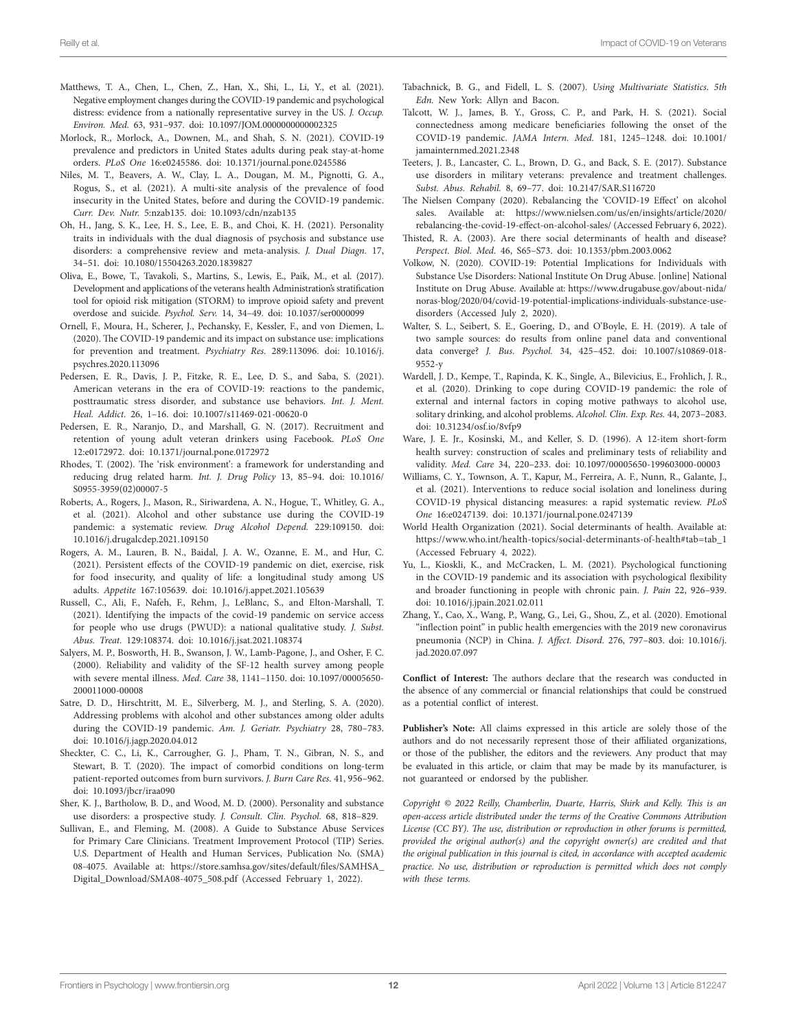Matthews, T. A., Chen, L., Chen, Z., Han, X., Shi, L., Li, Y., et al. (2021). Negative employment changes during the COVID-19 pandemic and psychological distress: evidence from a nationally representative survey in the US. *J. Occup. Environ. Med.* 63, 931–937. doi: 10.1097/JOM.0000000000002325

Morlock, R., Morlock, A., Downen, M., and Shah, S. N. (2021). COVID-19 prevalence and predictors in United States adults during peak stay-at-home orders. *PLoS One* 16:e0245586. doi: 10.1371/journal.pone.0245586

Niles, M. T., Beavers, A. W., Clay, L. A., Dougan, M. M., Pignotti, G. A., Rogus, S., et al. (2021). A multi-site analysis of the prevalence of food insecurity in the United States, before and during the COVID-19 pandemic. *Curr. Dev. Nutr.* 5:nzab135. doi: 10.1093/cdn/nzab135

Oh, H., Jang, S. K., Lee, H. S., Lee, E. B., and Choi, K. H. (2021). Personality traits in individuals with the dual diagnosis of psychosis and substance use disorders: a comprehensive review and meta-analysis. *J. Dual Diagn.* 17, 34–51. doi: 10.1080/15504263.2020.1839827

Oliva, E., Bowe, T., Tavakoli, S., Martins, S., Lewis, E., Paik, M., et al. (2017). Development and applications of the veterans health Administration's stratification tool for opioid risk mitigation (STORM) to improve opioid safety and prevent overdose and suicide. *Psychol. Serv.* 14, 34–49. doi: 10.1037/ser0000099

Ornell, F., Moura, H., Scherer, J., Pechansky, F., Kessler, F., and von Diemen, L. (2020). The COVID-19 pandemic and its impact on substance use: implications for prevention and treatment. *Psychiatry Res.* 289:113096. doi: 10.1016/j.psychres.2020.113096

Pedersen, E. R., Davis, J. P., Fitzke, R. E., Lee, D. S., and Saba, S. (2021). American veterans in the era of COVID-19: reactions to the pandemic, posttraumatic stress disorder, and substance use behaviors. *Int. J. Ment. Heal. Addict.* 26, 1–16. doi: 10.1007/s11469-021-00620-0

Pedersen, E. R., Naranjo, D., and Marshall, G. N. (2017). Recruitment and retention of young adult veteran drinkers using Facebook. *PLoS One* 12:e0172972. doi: 10.1371/journal.pone.0172972

Rhodes, T. (2002). The 'risk environment': a framework for understanding and reducing drug related harm. *Int. J. Drug Policy* 13, 85–94. doi: 10.1016/S0955-3959(02)00007-5

Roberts, A., Rogers, J., Mason, R., Siriwardena, A. N., Hogue, T., Whitley, G. A., et al. (2021). Alcohol and other substance use during the COVID-19 pandemic: a systematic review. *Drug Alcohol Depend.* 229:109150. doi: 10.1016/j.drugalcdep.2021.109150

Rogers, A. M., Lauren, B. N., Baidal, J. A. W., Ozanne, E. M., and Hur, C. (2021). Persistent effects of the COVID-19 pandemic on diet, exercise, risk for food insecurity, and quality of life: a longitudinal study among US adults. *Appetite* 167:105639. doi: 10.1016/j.appet.2021.105639

Russell, C., Ali, F., Nafeh, F., Rehm, J., LeBlanc, S., and Elton-Marshall, T. (2021). Identifying the impacts of the covid-19 pandemic on service access for people who use drugs (PWUD): a national qualitative study. *J. Subst. Abus. Treat.* 129:108374. doi: 10.1016/j.jsat.2021.108374

Salyers, M. P., Bosworth, H. B., Swanson, J. W., Lamb-Pagone, J., and Osher, F. C. (2000). Reliability and validity of the SF-12 health survey among people with severe mental illness. *Med. Care* 38, 1141–1150. doi: 10.1097/00005650-200011000-00008

Satre, D. D., Hirschtritt, M. E., Silverberg, M. J., and Sterling, S. A. (2020). Addressing problems with alcohol and other substances among older adults during the COVID-19 pandemic. *Am. J. Geriatr. Psychiatry* 28, 780–783. doi: 10.1016/j.jagp.2020.04.012

Sheckter, C. C., Li, K., Carrougher, G. J., Pham, T. N., Gibran, N. S., and Stewart, B. T. (2020). The impact of comorbid conditions on long-term patient-reported outcomes from burn survivors. *J. Burn Care Res.* 41, 956–962. doi: 10.1093/jbcr/iraa090

Sher, K. J., Bartholow, B. D., and Wood, M. D. (2000). Personality and substance use disorders: a prospective study. *J. Consult. Clin. Psychol.* 68, 818–829.

Sullivan, E., and Fleming, M. (2008). A Guide to Substance Abuse Services for Primary Care Clinicians. Treatment Improvement Protocol (TIP) Series. U.S. Department of Health and Human Services, Publication No. (SMA) 08-4075. Available at: https://store.samhsa.gov/sites/default/files/SAMHSA_Digital_Download/SMA08-4075_508.pdf (Accessed February 1, 2022).

Tabachnick, B. G., and Fidell, L. S. (2007). *Using Multivariate Statistics. 5th Edn.* New York: Allyn and Bacon.

Talcott, W. J., James, B. Y., Gross, C. P., and Park, H. S. (2021). Social connectedness among medicare beneficiaries following the onset of the COVID-19 pandemic. *JAMA Intern. Med.* 181, 1245–1248. doi: 10.1001/jamainternmed.2021.2348

Teeters, J. B., Lancaster, C. L., Brown, D. G., and Back, S. E. (2017). Substance use disorders in military veterans: prevalence and treatment challenges. *Subst. Abus. Rehabil.* 8, 69–77. doi: 10.2147/SAR.S116720

The Nielsen Company (2020). Rebalancing the 'COVID-19 Effect' on alcohol sales. Available at: https://www.nielsen.com/us/en/insights/article/2020/rebalancing-the-covid-19-effect-on-alcohol-sales/ (Accessed February 6, 2022).

Thisted, R. A. (2003). Are there social determinants of health and disease? *Perspect. Biol. Med.* 46, S65–S73. doi: 10.1353/pbm.2003.0062

Volkow, N. (2020). COVID-19: Potential Implications for Individuals with Substance Use Disorders: National Institute On Drug Abuse. [online] National Institute on Drug Abuse. Available at: https://www.drugabuse.gov/about-nida/noras-blog/2020/04/covid-19-potential-implications-individuals-substance-use-disorders (Accessed July 2, 2020).

Walter, S. L., Seibert, S. E., Goering, D., and O'Boyle, E. H. (2019). A tale of two sample sources: do results from online panel data and conventional data converge? *J. Bus. Psychol.* 34, 425–452. doi: 10.1007/s10869-018-9552-y

Wardell, J. D., Kempe, T., Rapinda, K. K., Single, A., Bilevicius, E., Frohlich, J. R., et al. (2020). Drinking to cope during COVID-19 pandemic: the role of external and internal factors in coping motive pathways to alcohol use, solitary drinking, and alcohol problems. *Alcohol. Clin. Exp. Res.* 44, 2073–2083. doi: 10.31234/osf.io/8vfp9

Ware, J. E. Jr., Kosinski, M., and Keller, S. D. (1996). A 12-item short-form health survey: construction of scales and preliminary tests of reliability and validity. *Med. Care* 34, 220–233. doi: 10.1097/00005650-199603000-00003

Williams, C. Y., Townson, A. T., Kapur, M., Ferreira, A. F., Nunn, R., Galante, J., et al. (2021). Interventions to reduce social isolation and loneliness during COVID-19 physical distancing measures: a rapid systematic review. *PLoS One* 16:e0247139. doi: 10.1371/journal.pone.0247139

World Health Organization (2021). Social determinants of health. Available at: https://www.who.int/health-topics/social-determinants-of-health#tab=tab_1 (Accessed February 4, 2022).

Yu, L., Kioskli, K., and McCracken, L. M. (2021). Psychological functioning in the COVID-19 pandemic and its association with psychological flexibility and broader functioning in people with chronic pain. *J. Pain* 22, 926–939. doi: 10.1016/j.jpain.2021.02.011

Zhang, Y., Cao, X., Wang, P., Wang, G., Lei, G., Shou, Z., et al. (2020). Emotional "inflection point" in public health emergencies with the 2019 new coronavirus pneumonia (NCP) in China. *J. Affect. Disord.* 276, 797–803. doi: 10.1016/j.jad.2020.07.097

**Conflict of Interest:** The authors declare that the research was conducted in the absence of any commercial or financial relationships that could be construed as a potential conflict of interest.

**Publisher's Note:** All claims expressed in this article are solely those of the authors and do not necessarily represent those of their affiliated organizations, or those of the publisher, the editors and the reviewers. Any product that may be evaluated in this article, or claim that may be made by its manufacturer, is not guaranteed or endorsed by the publisher.

*Copyright © 2022 Reilly, Chamberlin, Duarte, Harris, Shirk and Kelly. This is an open-access article distributed under the terms of the Creative Commons Attribution License (CC BY). The use, distribution or reproduction in other forums is permitted, provided the original author(s) and the copyright owner(s) are credited and that the original publication in this journal is cited, in accordance with accepted academic practice. No use, distribution or reproduction is permitted which does not comply with these terms.*